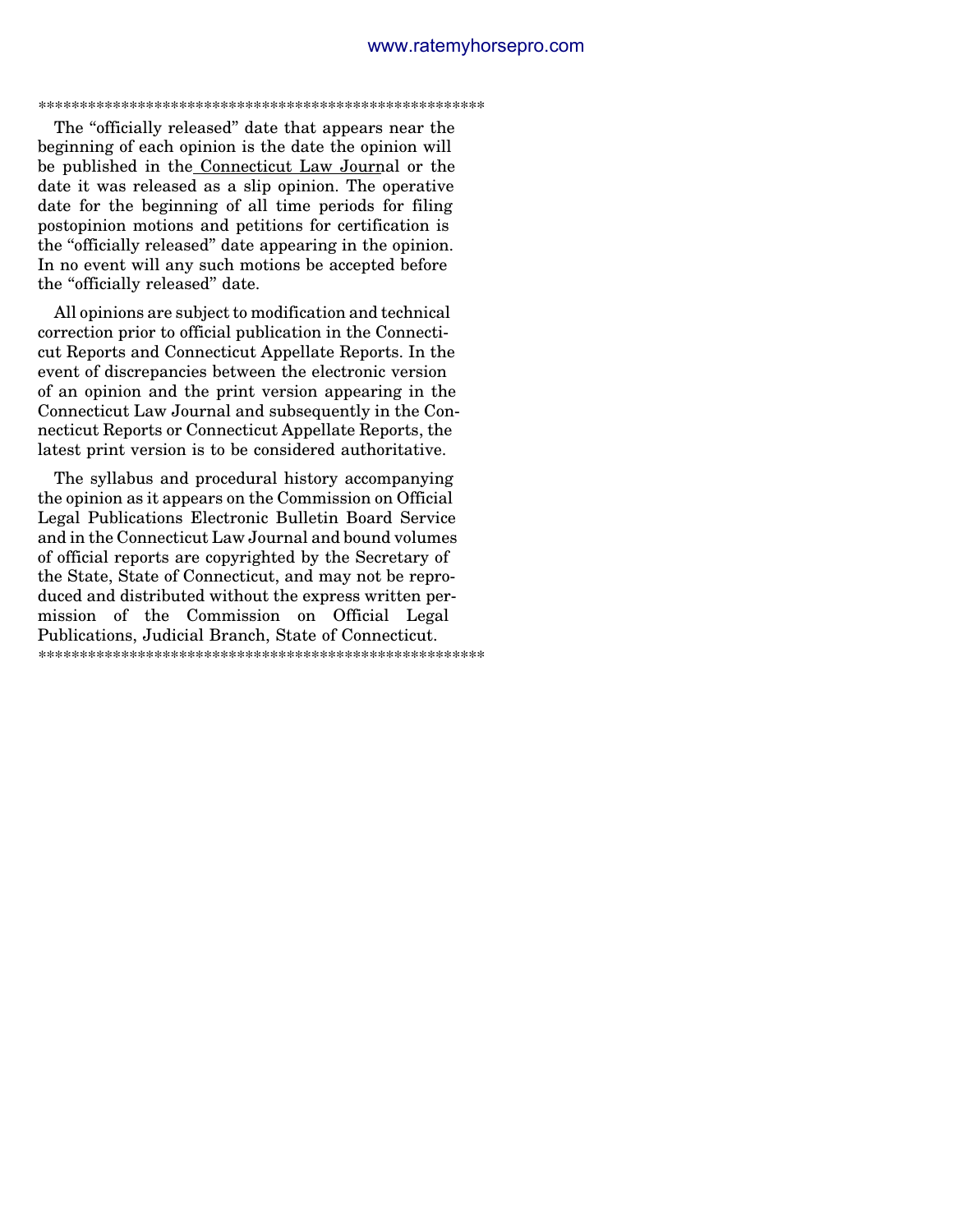******************************************************

The “officially released” date that appears near the beginning of each opinion is the date the opinion will be published in the Connecticut Law Journal or the date it was released as a slip opinion. The operative date for the beginning of all time periods for filing postopinion motions and petitions for certification is the “officially released” date appearing in the opinion. In no event will any such motions be accepted before the “officially released” date.

All opinions are subject to modification and technical correction prior to official publication in the Connecticut Reports and Connecticut Appellate Reports. In the event of discrepancies between the electronic version of an opinion and the print version appearing in the Connecticut Law Journal and subsequently in the Connecticut Reports or Connecticut Appellate Reports, the latest print version is to be considered authoritative.

The syllabus and procedural history accompanying the opinion as it appears on the Commission on Official Legal Publications Electronic Bulletin Board Service and in the Connecticut Law Journal and bound volumes of official reports are copyrighted by the Secretary of the State, State of Connecticut, and may not be reproduced and distributed without the express written permission of the Commission on Official Legal Publications, Judicial Branch, State of Connecticut.

******************************************************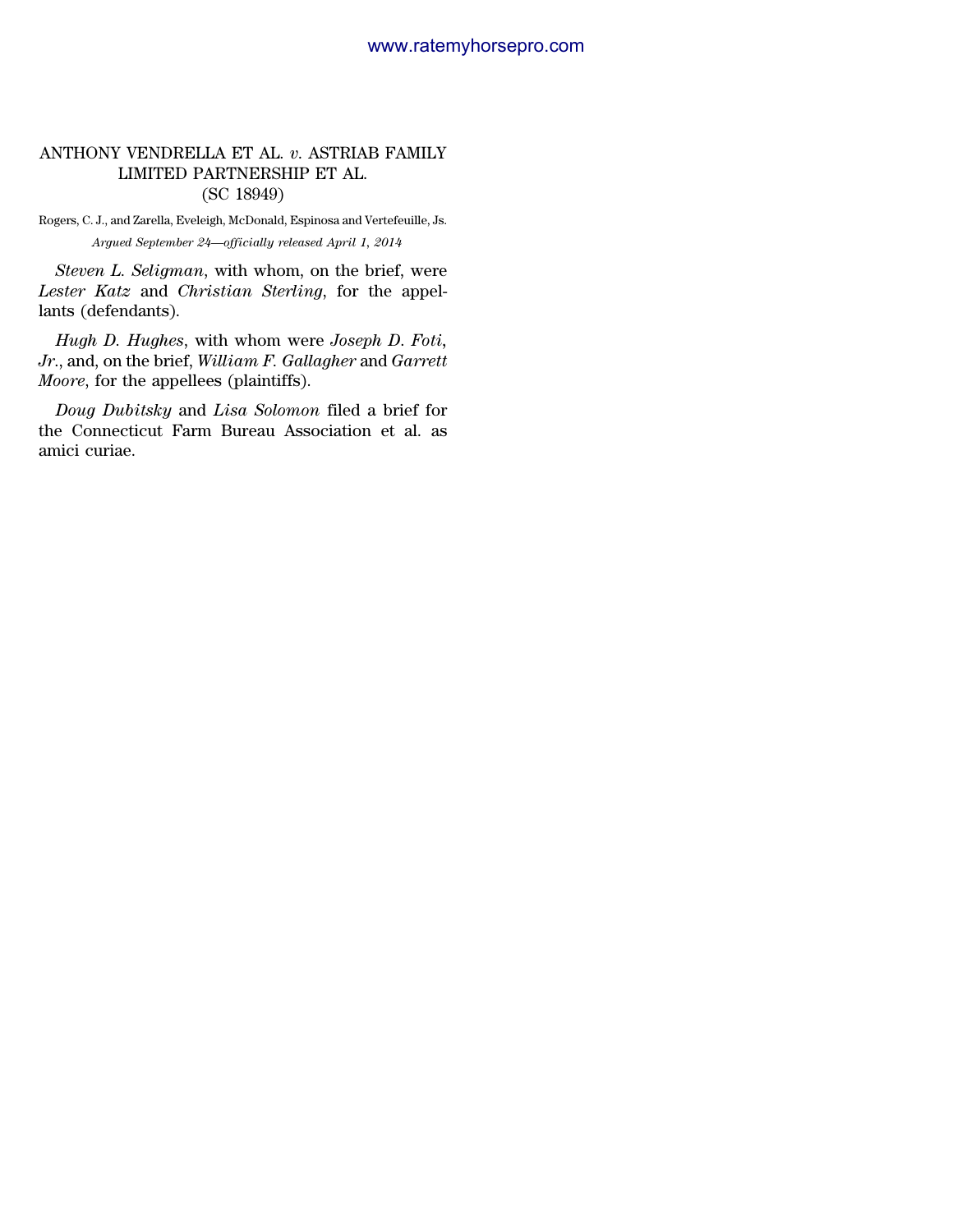ANTHONY VENDRELLA ET AL. *v.* ASTRIAB FAMILY LIMITED PARTNERSHIP ET AL.
(SC 18949)

Rogers, C. J., and Zarella, Eveleigh, McDonald, Espinosa and Vertefeuille, Js.

*Argued September 24—officially released April 1, 2014*

*Steven L. Seligman*, with whom, on the brief, were *Lester Katz* and *Christian Sterling*, for the appellants (defendants).

*Hugh D. Hughes*, with whom were *Joseph D. Foti, Jr.*, and, on the brief, *William F. Gallagher* and *Garrett Moore*, for the appellees (plaintiffs).

*Doug Dubitsky* and *Lisa Solomon* filed a brief for the Connecticut Farm Bureau Association et al. as amici curiae.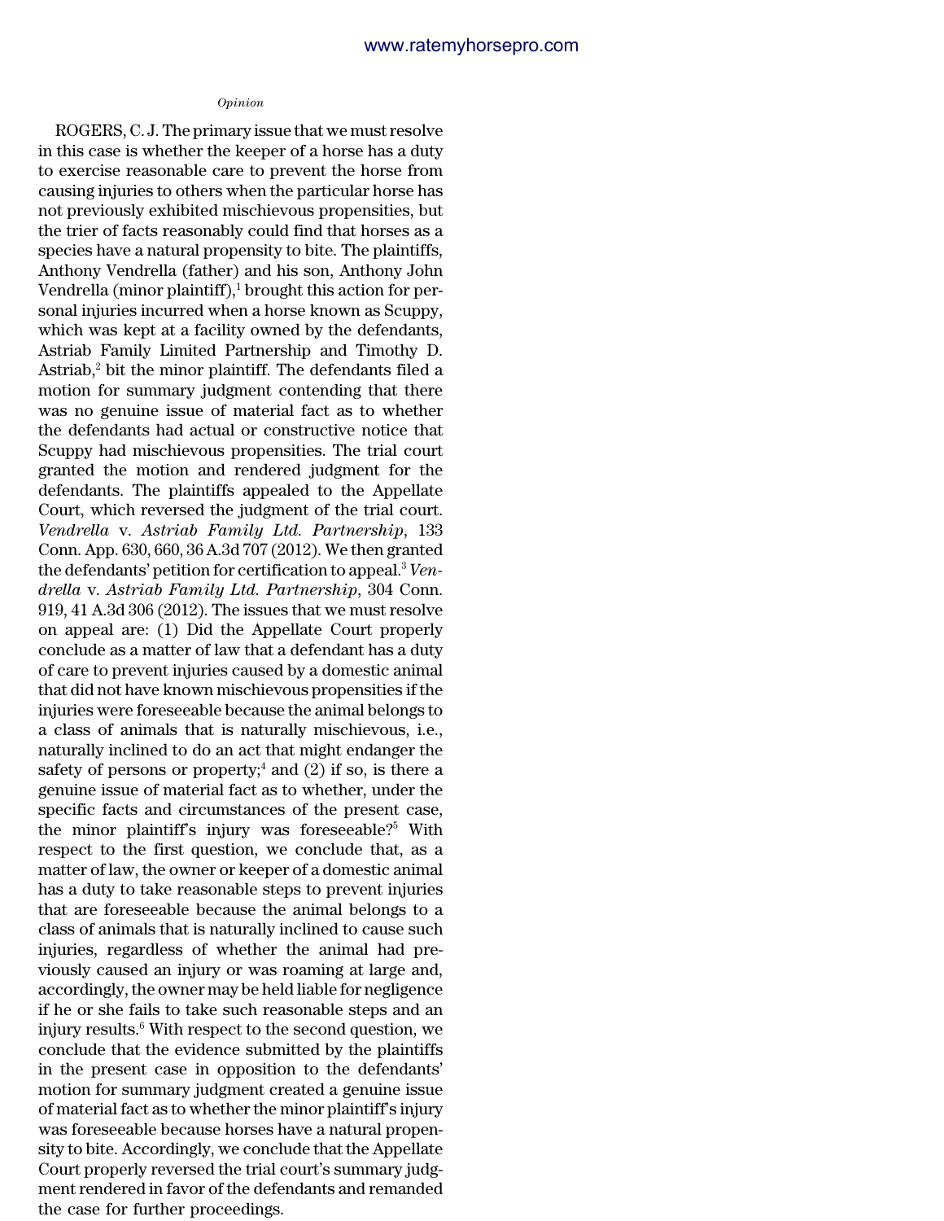*Opinion*

ROGERS, C. J. The primary issue that we must resolve in this case is whether the keeper of a horse has a duty to exercise reasonable care to prevent the horse from causing injuries to others when the particular horse has not previously exhibited mischievous propensities, but the trier of facts reasonably could find that horses as a species have a natural propensity to bite. The plaintiffs, Anthony Vendrella (father) and his son, Anthony John Vendrella (minor plaintiff),[1] brought this action for personal injuries incurred when a horse known as Scuppy, which was kept at a facility owned by the defendants, Astriab Family Limited Partnership and Timothy D. Astriab,[2] bit the minor plaintiff. The defendants filed a motion for summary judgment contending that there was no genuine issue of material fact as to whether the defendants had actual or constructive notice that Scuppy had mischievous propensities. The trial court granted the motion and rendered judgment for the defendants. The plaintiffs appealed to the Appellate Court, which reversed the judgment of the trial court. *Vendrella* v. *Astriab Family Ltd. Partnership*, 133 Conn. App. 630, 660, 36 A.3d 707 (2012). We then granted the defendants' petition for certification to appeal.[3] *Vendrella* v. *Astriab Family Ltd. Partnership*, 304 Conn. 919, 41 A.3d 306 (2012). The issues that we must resolve on appeal are: (1) Did the Appellate Court properly conclude as a matter of law that a defendant has a duty of care to prevent injuries caused by a domestic animal that did not have known mischievous propensities if the injuries were foreseeable because the animal belongs to a class of animals that is naturally mischievous, i.e., naturally inclined to do an act that might endanger the safety of persons or property;[4] and (2) if so, is there a genuine issue of material fact as to whether, under the specific facts and circumstances of the present case, the minor plaintiff's injury was foreseeable?[5] With respect to the first question, we conclude that, as a matter of law, the owner or keeper of a domestic animal has a duty to take reasonable steps to prevent injuries that are foreseeable because the animal belongs to a class of animals that is naturally inclined to cause such injuries, regardless of whether the animal had previously caused an injury or was roaming at large and, accordingly, the owner may be held liable for negligence if he or she fails to take such reasonable steps and an injury results.[6] With respect to the second question, we conclude that the evidence submitted by the plaintiffs in the present case in opposition to the defendants' motion for summary judgment created a genuine issue of material fact as to whether the minor plaintiff's injury was foreseeable because horses have a natural propensity to bite. Accordingly, we conclude that the Appellate Court properly reversed the trial court's summary judgment rendered in favor of the defendants and remanded the case for further proceedings.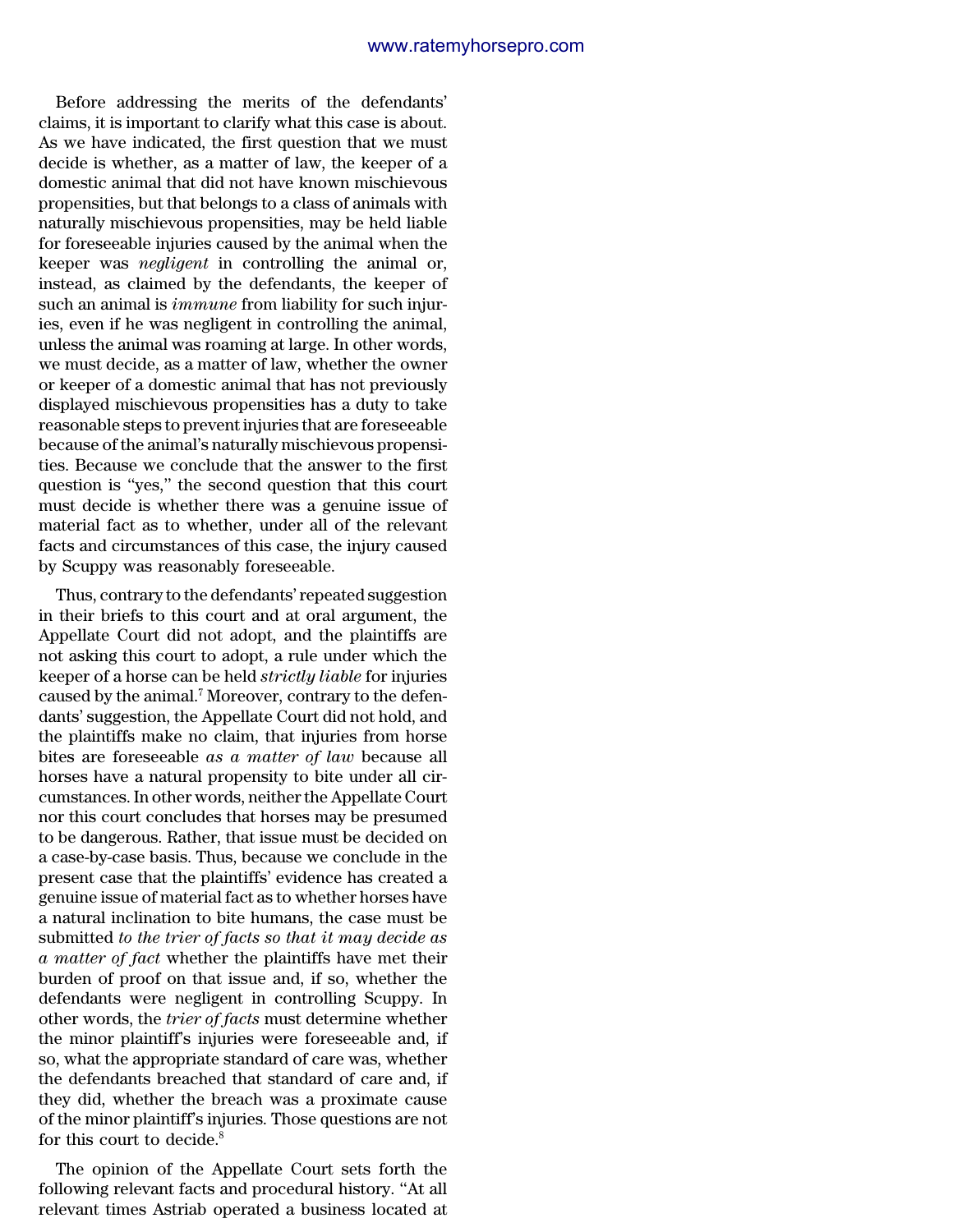Before addressing the merits of the defendants' claims, it is important to clarify what this case is about. As we have indicated, the first question that we must decide is whether, as a matter of law, the keeper of a domestic animal that did not have known mischievous propensities, but that belongs to a class of animals with naturally mischievous propensities, may be held liable for foreseeable injuries caused by the animal when the keeper was *negligent* in controlling the animal or, instead, as claimed by the defendants, the keeper of such an animal is *immune* from liability for such injuries, even if he was negligent in controlling the animal, unless the animal was roaming at large. In other words, we must decide, as a matter of law, whether the owner or keeper of a domestic animal that has not previously displayed mischievous propensities has a duty to take reasonable steps to prevent injuries that are foreseeable because of the animal's naturally mischievous propensities. Because we conclude that the answer to the first question is "yes," the second question that this court must decide is whether there was a genuine issue of material fact as to whether, under all of the relevant facts and circumstances of this case, the injury caused by Scuppy was reasonably foreseeable.

Thus, contrary to the defendants' repeated suggestion in their briefs to this court and at oral argument, the Appellate Court did not adopt, and the plaintiffs are not asking this court to adopt, a rule under which the keeper of a horse can be held *strictly liable* for injuries caused by the animal.[7] Moreover, contrary to the defendants' suggestion, the Appellate Court did not hold, and the plaintiffs make no claim, that injuries from horse bites are foreseeable *as a matter of law* because all horses have a natural propensity to bite under all circumstances. In other words, neither the Appellate Court nor this court concludes that horses may be presumed to be dangerous. Rather, that issue must be decided on a case-by-case basis. Thus, because we conclude in the present case that the plaintiffs' evidence has created a genuine issue of material fact as to whether horses have a natural inclination to bite humans, the case must be submitted *to the trier of facts so that it may decide as a matter of fact* whether the plaintiffs have met their burden of proof on that issue and, if so, whether the defendants were negligent in controlling Scuppy. In other words, the *trier of facts* must determine whether the minor plaintiff's injuries were foreseeable and, if so, what the appropriate standard of care was, whether the defendants breached that standard of care and, if they did, whether the breach was a proximate cause of the minor plaintiff's injuries. Those questions are not for this court to decide.[8]

The opinion of the Appellate Court sets forth the following relevant facts and procedural history. "At all relevant times Astriab operated a business located at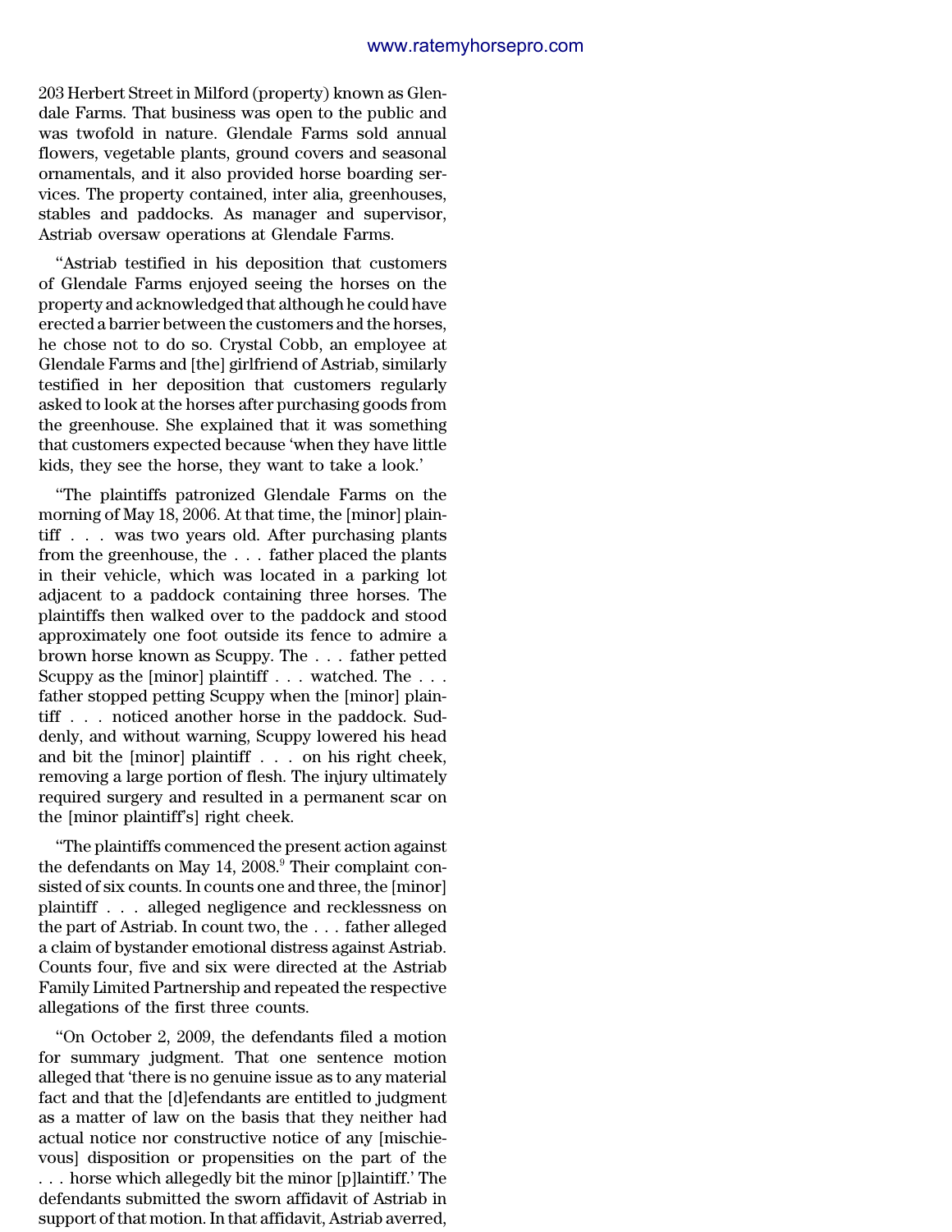203 Herbert Street in Milford (property) known as Glendale Farms. That business was open to the public and was twofold in nature. Glendale Farms sold annual flowers, vegetable plants, ground covers and seasonal ornamentals, and it also provided horse boarding services. The property contained, inter alia, greenhouses, stables and paddocks. As manager and supervisor, Astriab oversaw operations at Glendale Farms.

"Astriab testified in his deposition that customers of Glendale Farms enjoyed seeing the horses on the property and acknowledged that although he could have erected a barrier between the customers and the horses, he chose not to do so. Crystal Cobb, an employee at Glendale Farms and [the] girlfriend of Astriab, similarly testified in her deposition that customers regularly asked to look at the horses after purchasing goods from the greenhouse. She explained that it was something that customers expected because 'when they have little kids, they see the horse, they want to take a look.'

"The plaintiffs patronized Glendale Farms on the morning of May 18, 2006. At that time, the [minor] plaintiff . . . was two years old. After purchasing plants from the greenhouse, the . . . father placed the plants in their vehicle, which was located in a parking lot adjacent to a paddock containing three horses. The plaintiffs then walked over to the paddock and stood approximately one foot outside its fence to admire a brown horse known as Scuppy. The . . . father petted Scuppy as the [minor] plaintiff . . . watched. The . . . father stopped petting Scuppy when the [minor] plaintiff . . . noticed another horse in the paddock. Suddenly, and without warning, Scuppy lowered his head and bit the [minor] plaintiff . . . on his right cheek, removing a large portion of flesh. The injury ultimately required surgery and resulted in a permanent scar on the [minor plaintiff's] right cheek.

"The plaintiffs commenced the present action against the defendants on May 14, 2008.[9] Their complaint consisted of six counts. In counts one and three, the [minor] plaintiff . . . alleged negligence and recklessness on the part of Astriab. In count two, the . . . father alleged a claim of bystander emotional distress against Astriab. Counts four, five and six were directed at the Astriab Family Limited Partnership and repeated the respective allegations of the first three counts.

"On October 2, 2009, the defendants filed a motion for summary judgment. That one sentence motion alleged that 'there is no genuine issue as to any material fact and that the [d]efendants are entitled to judgment as a matter of law on the basis that they neither had actual notice nor constructive notice of any [mischievous] disposition or propensities on the part of the . . . horse which allegedly bit the minor [p]laintiff.' The defendants submitted the sworn affidavit of Astriab in support of that motion. In that affidavit, Astriab averred,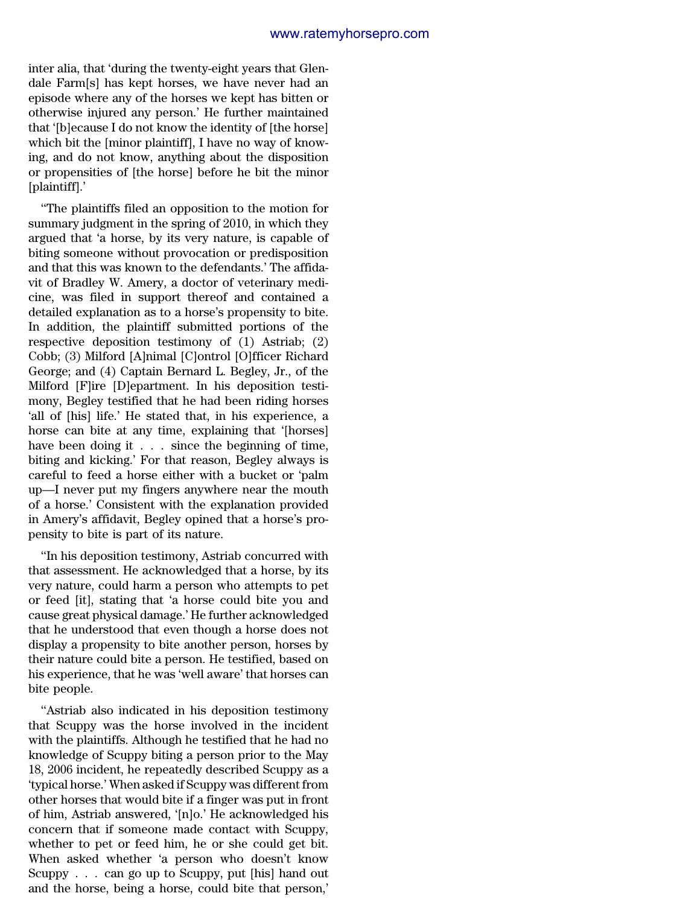inter alia, that 'during the twenty-eight years that Glendale Farm[s] has kept horses, we have never had an episode where any of the horses we kept has bitten or otherwise injured any person.' He further maintained that '[b]ecause I do not know the identity of [the horse] which bit the [minor plaintiff], I have no way of knowing, and do not know, anything about the disposition or propensities of [the horse] before he bit the minor [plaintiff].'

"The plaintiffs filed an opposition to the motion for summary judgment in the spring of 2010, in which they argued that 'a horse, by its very nature, is capable of biting someone without provocation or predisposition and that this was known to the defendants.' The affidavit of Bradley W. Amery, a doctor of veterinary medicine, was filed in support thereof and contained a detailed explanation as to a horse's propensity to bite. In addition, the plaintiff submitted portions of the respective deposition testimony of (1) Astriab; (2) Cobb; (3) Milford [A]nimal [C]ontrol [O]fficer Richard George; and (4) Captain Bernard L. Begley, Jr., of the Milford [F]ire [D]epartment. In his deposition testimony, Begley testified that he had been riding horses 'all of [his] life.' He stated that, in his experience, a horse can bite at any time, explaining that '[horses] have been doing it . . . since the beginning of time, biting and kicking.' For that reason, Begley always is careful to feed a horse either with a bucket or 'palm up—I never put my fingers anywhere near the mouth of a horse.' Consistent with the explanation provided in Amery's affidavit, Begley opined that a horse's propensity to bite is part of its nature.

"In his deposition testimony, Astriab concurred with that assessment. He acknowledged that a horse, by its very nature, could harm a person who attempts to pet or feed [it], stating that 'a horse could bite you and cause great physical damage.' He further acknowledged that he understood that even though a horse does not display a propensity to bite another person, horses by their nature could bite a person. He testified, based on his experience, that he was 'well aware' that horses can bite people.

"Astriab also indicated in his deposition testimony that Scuppy was the horse involved in the incident with the plaintiffs. Although he testified that he had no knowledge of Scuppy biting a person prior to the May 18, 2006 incident, he repeatedly described Scuppy as a 'typical horse.' When asked if Scuppy was different from other horses that would bite if a finger was put in front of him, Astriab answered, '[n]o.' He acknowledged his concern that if someone made contact with Scuppy, whether to pet or feed him, he or she could get bit. When asked whether 'a person who doesn't know Scuppy . . . can go up to Scuppy, put [his] hand out and the horse, being a horse, could bite that person,'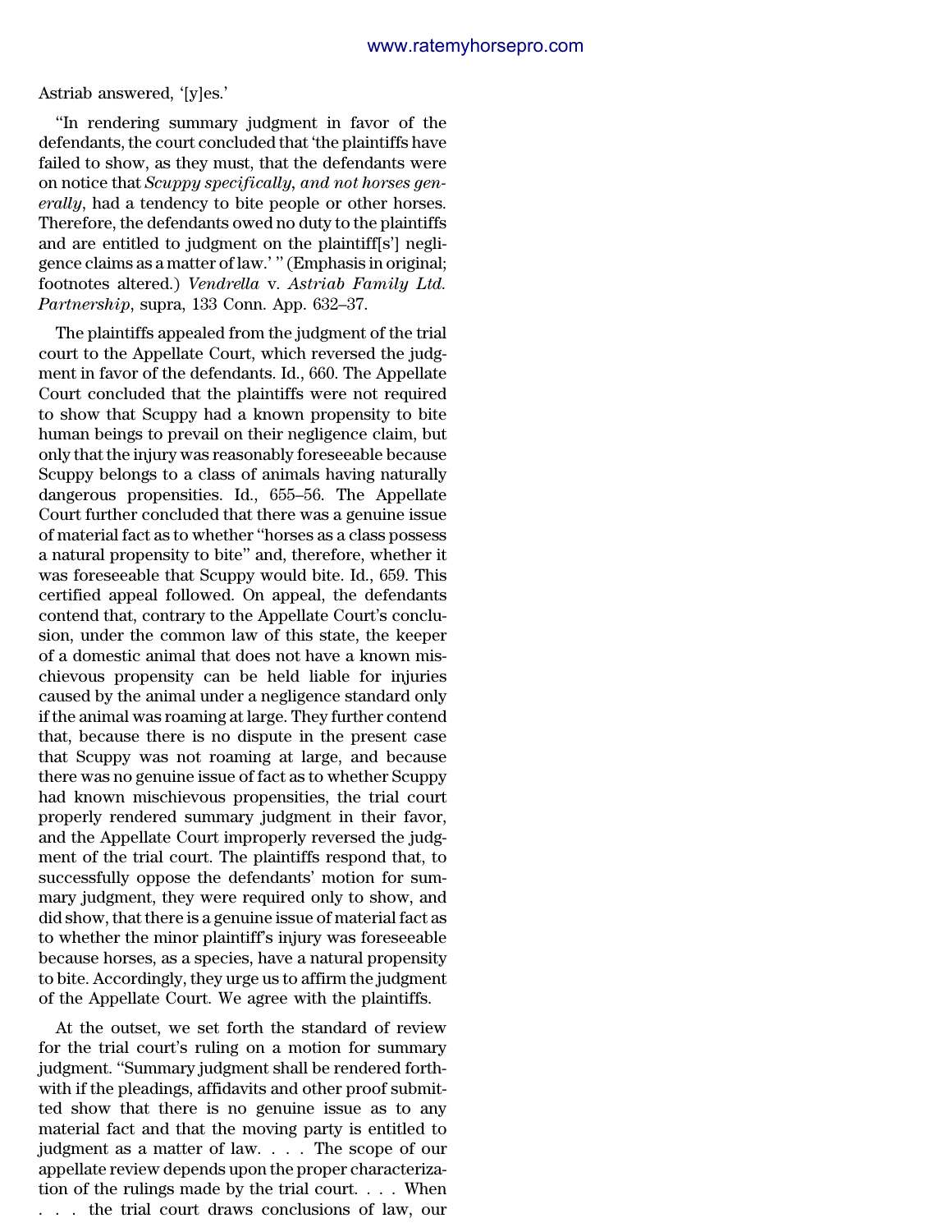Astriab answered, '[y]es.'

"In rendering summary judgment in favor of the defendants, the court concluded that 'the plaintiffs have failed to show, as they must, that the defendants were on notice that *Scuppy specifically, and not horses generally*, had a tendency to bite people or other horses. Therefore, the defendants owed no duty to the plaintiffs and are entitled to judgment on the plaintiff[s'] negligence claims as a matter of law.' " (Emphasis in original; footnotes altered.) *Vendrella* v. *Astriab Family Ltd. Partnership*, supra, 133 Conn. App. 632–37.

The plaintiffs appealed from the judgment of the trial court to the Appellate Court, which reversed the judgment in favor of the defendants. Id., 660. The Appellate Court concluded that the plaintiffs were not required to show that Scuppy had a known propensity to bite human beings to prevail on their negligence claim, but only that the injury was reasonably foreseeable because Scuppy belongs to a class of animals having naturally dangerous propensities. Id., 655–56. The Appellate Court further concluded that there was a genuine issue of material fact as to whether "horses as a class possess a natural propensity to bite" and, therefore, whether it was foreseeable that Scuppy would bite. Id., 659. This certified appeal followed. On appeal, the defendants contend that, contrary to the Appellate Court's conclusion, under the common law of this state, the keeper of a domestic animal that does not have a known mischievous propensity can be held liable for injuries caused by the animal under a negligence standard only if the animal was roaming at large. They further contend that, because there is no dispute in the present case that Scuppy was not roaming at large, and because there was no genuine issue of fact as to whether Scuppy had known mischievous propensities, the trial court properly rendered summary judgment in their favor, and the Appellate Court improperly reversed the judgment of the trial court. The plaintiffs respond that, to successfully oppose the defendants' motion for summary judgment, they were required only to show, and did show, that there is a genuine issue of material fact as to whether the minor plaintiff's injury was foreseeable because horses, as a species, have a natural propensity to bite. Accordingly, they urge us to affirm the judgment of the Appellate Court. We agree with the plaintiffs.

At the outset, we set forth the standard of review for the trial court's ruling on a motion for summary judgment. "Summary judgment shall be rendered forthwith if the pleadings, affidavits and other proof submitted show that there is no genuine issue as to any material fact and that the moving party is entitled to judgment as a matter of law. . . . The scope of our appellate review depends upon the proper characterization of the rulings made by the trial court. . . . When . . . the trial court draws conclusions of law, our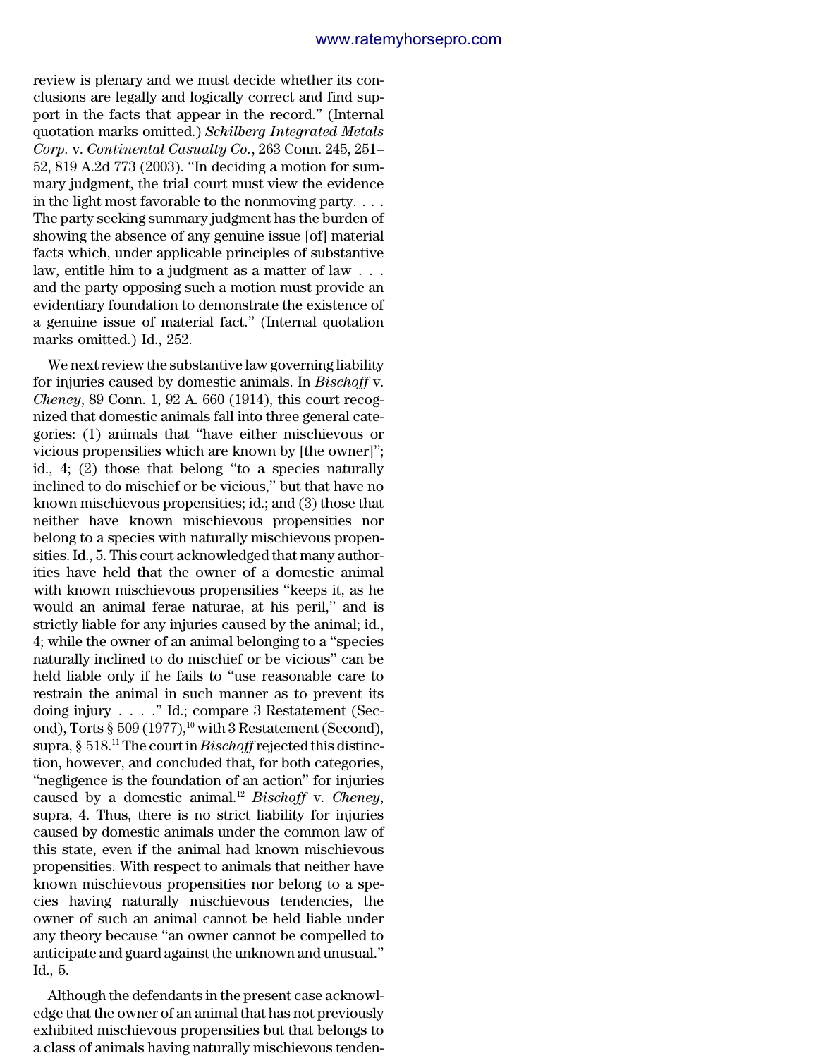review is plenary and we must decide whether its conclusions are legally and logically correct and find support in the facts that appear in the record." (Internal quotation marks omitted.) *Schilberg Integrated Metals Corp.* v. *Continental Casualty Co.*, 263 Conn. 245, 251–52, 819 A.2d 773 (2003). "In deciding a motion for summary judgment, the trial court must view the evidence in the light most favorable to the nonmoving party. . . . The party seeking summary judgment has the burden of showing the absence of any genuine issue [of] material facts which, under applicable principles of substantive law, entitle him to a judgment as a matter of law . . . and the party opposing such a motion must provide an evidentiary foundation to demonstrate the existence of a genuine issue of material fact." (Internal quotation marks omitted.) Id., 252.

We next review the substantive law governing liability for injuries caused by domestic animals. In *Bischoff* v. *Cheney*, 89 Conn. 1, 92 A. 660 (1914), this court recognized that domestic animals fall into three general categories: (1) animals that "have either mischievous or vicious propensities which are known by [the owner]"; id., 4; (2) those that belong "to a species naturally inclined to do mischief or be vicious," but that have no known mischievous propensities; id.; and (3) those that neither have known mischievous propensities nor belong to a species with naturally mischievous propensities. Id., 5. This court acknowledged that many authorities have held that the owner of a domestic animal with known mischievous propensities "keeps it, as he would an animal ferae naturae, at his peril," and is strictly liable for any injuries caused by the animal; id., 4; while the owner of an animal belonging to a "species naturally inclined to do mischief or be vicious" can be held liable only if he fails to "use reasonable care to restrain the animal in such manner as to prevent its doing injury . . . ." Id.; compare 3 Restatement (Second), Torts § 509 (1977),[10] with 3 Restatement (Second), supra, § 518.[11] The court in *Bischoff* rejected this distinction, however, and concluded that, for both categories, "negligence is the foundation of an action" for injuries caused by a domestic animal.[12] *Bischoff* v. *Cheney*, supra, 4. Thus, there is no strict liability for injuries caused by domestic animals under the common law of this state, even if the animal had known mischievous propensities. With respect to animals that neither have known mischievous propensities nor belong to a species having naturally mischievous tendencies, the owner of such an animal cannot be held liable under any theory because "an owner cannot be compelled to anticipate and guard against the unknown and unusual." Id., 5.

Although the defendants in the present case acknowledge that the owner of an animal that has not previously exhibited mischievous propensities but that belongs to a class of animals having naturally mischievous tenden-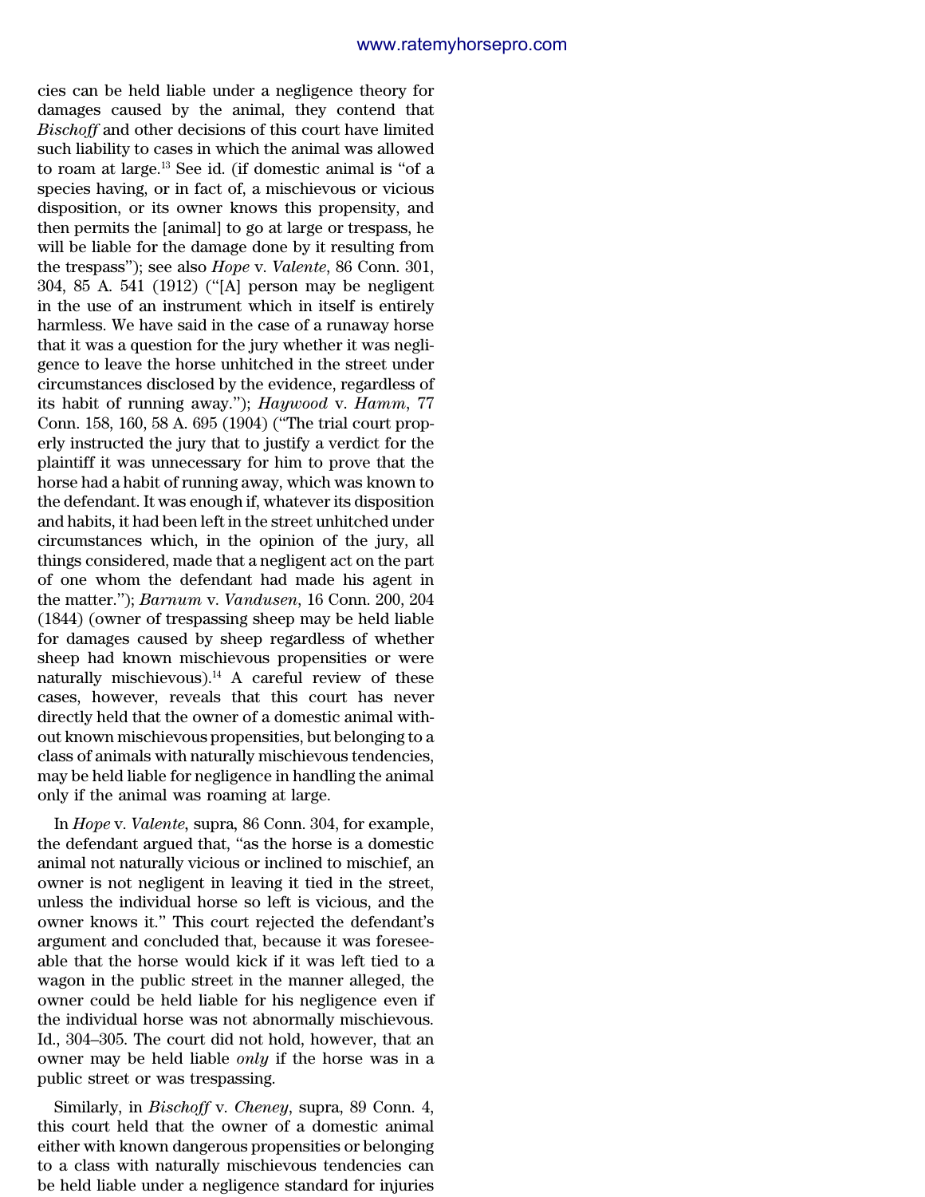cies can be held liable under a negligence theory for damages caused by the animal, they contend that *Bischoff* and other decisions of this court have limited such liability to cases in which the animal was allowed to roam at large.[13] See id. (if domestic animal is "of a species having, or in fact of, a mischievous or vicious disposition, or its owner knows this propensity, and then permits the [animal] to go at large or trespass, he will be liable for the damage done by it resulting from the trespass"); see also *Hope* v. *Valente*, 86 Conn. 301, 304, 85 A. 541 (1912) ("[A] person may be negligent in the use of an instrument which in itself is entirely harmless. We have said in the case of a runaway horse that it was a question for the jury whether it was negligence to leave the horse unhitched in the street under circumstances disclosed by the evidence, regardless of its habit of running away."); *Haywood* v. *Hamm*, 77 Conn. 158, 160, 58 A. 695 (1904) ("The trial court properly instructed the jury that to justify a verdict for the plaintiff it was unnecessary for him to prove that the horse had a habit of running away, which was known to the defendant. It was enough if, whatever its disposition and habits, it had been left in the street unhitched under circumstances which, in the opinion of the jury, all things considered, made that a negligent act on the part of one whom the defendant had made his agent in the matter."); *Barnum* v. *Vandusen*, 16 Conn. 200, 204 (1844) (owner of trespassing sheep may be held liable for damages caused by sheep regardless of whether sheep had known mischievous propensities or were naturally mischievous).[14] A careful review of these cases, however, reveals that this court has never directly held that the owner of a domestic animal without known mischievous propensities, but belonging to a class of animals with naturally mischievous tendencies, may be held liable for negligence in handling the animal only if the animal was roaming at large.

In *Hope* v. *Valente*, supra, 86 Conn. 304, for example, the defendant argued that, "as the horse is a domestic animal not naturally vicious or inclined to mischief, an owner is not negligent in leaving it tied in the street, unless the individual horse so left is vicious, and the owner knows it." This court rejected the defendant's argument and concluded that, because it was foreseeable that the horse would kick if it was left tied to a wagon in the public street in the manner alleged, the owner could be held liable for his negligence even if the individual horse was not abnormally mischievous. Id., 304–305. The court did not hold, however, that an owner may be held liable *only* if the horse was in a public street or was trespassing.

Similarly, in *Bischoff* v. *Cheney*, supra, 89 Conn. 4, this court held that the owner of a domestic animal either with known dangerous propensities or belonging to a class with naturally mischievous tendencies can be held liable under a negligence standard for injuries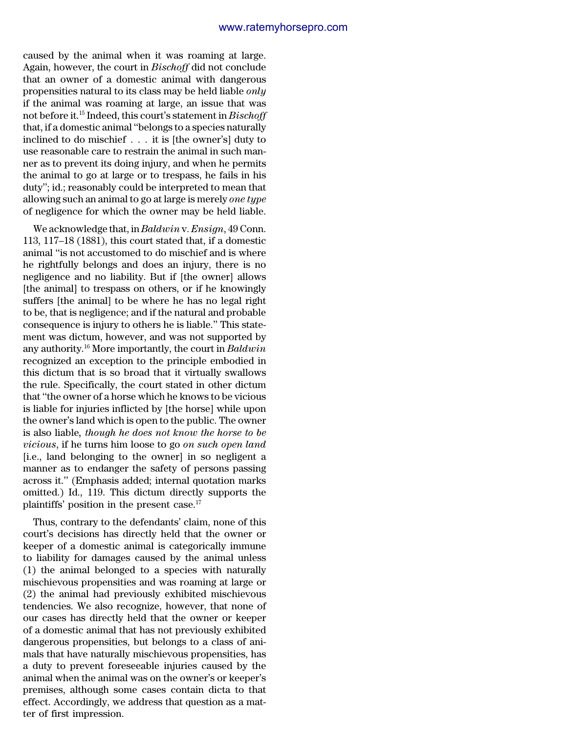caused by the animal when it was roaming at large. Again, however, the court in *Bischoff* did not conclude that an owner of a domestic animal with dangerous propensities natural to its class may be held liable *only* if the animal was roaming at large, an issue that was not before it.[15] Indeed, this court's statement in *Bischoff* that, if a domestic animal "belongs to a species naturally inclined to do mischief . . . it is [the owner's] duty to use reasonable care to restrain the animal in such manner as to prevent its doing injury, and when he permits the animal to go at large or to trespass, he fails in his duty"; id.; reasonably could be interpreted to mean that allowing such an animal to go at large is merely *one type* of negligence for which the owner may be held liable.

We acknowledge that, in *Baldwin* v. *Ensign*, 49 Conn. 113, 117–18 (1881), this court stated that, if a domestic animal "is not accustomed to do mischief and is where he rightfully belongs and does an injury, there is no negligence and no liability. But if [the owner] allows [the animal] to trespass on others, or if he knowingly suffers [the animal] to be where he has no legal right to be, that is negligence; and if the natural and probable consequence is injury to others he is liable." This statement was dictum, however, and was not supported by any authority.[16] More importantly, the court in *Baldwin* recognized an exception to the principle embodied in this dictum that is so broad that it virtually swallows the rule. Specifically, the court stated in other dictum that "the owner of a horse which he knows to be vicious is liable for injuries inflicted by [the horse] while upon the owner's land which is open to the public. The owner is also liable, *though he does not know the horse to be vicious*, if he turns him loose to go *on such open land* [i.e., land belonging to the owner] in so negligent a manner as to endanger the safety of persons passing across it." (Emphasis added; internal quotation marks omitted.) Id., 119. This dictum directly supports the plaintiffs' position in the present case.[17]

Thus, contrary to the defendants' claim, none of this court's decisions has directly held that the owner or keeper of a domestic animal is categorically immune to liability for damages caused by the animal unless (1) the animal belonged to a species with naturally mischievous propensities and was roaming at large or (2) the animal had previously exhibited mischievous tendencies. We also recognize, however, that none of our cases has directly held that the owner or keeper of a domestic animal that has not previously exhibited dangerous propensities, but belongs to a class of animals that have naturally mischievous propensities, has a duty to prevent foreseeable injuries caused by the animal when the animal was on the owner's or keeper's premises, although some cases contain dicta to that effect. Accordingly, we address that question as a matter of first impression.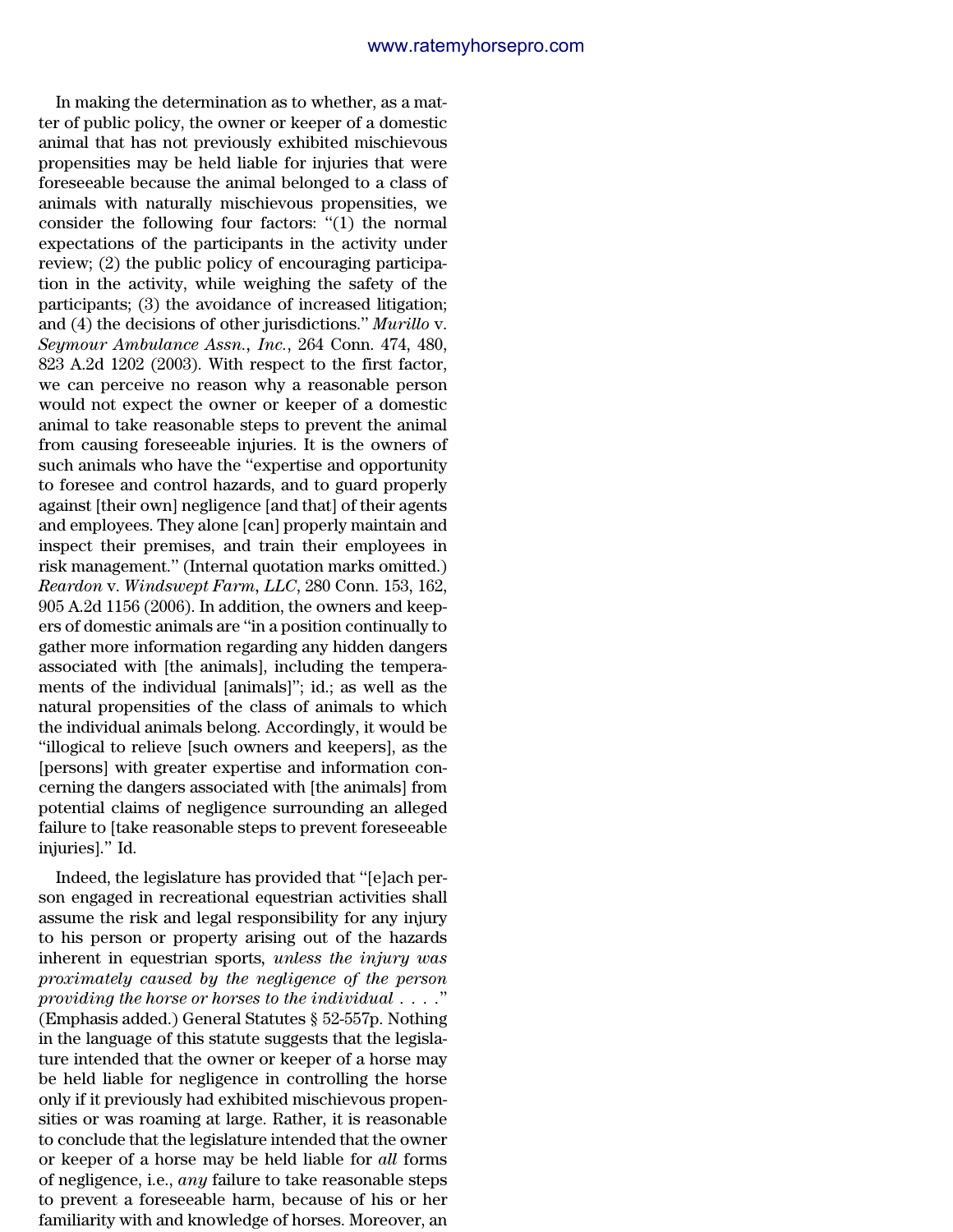In making the determination as to whether, as a matter of public policy, the owner or keeper of a domestic animal that has not previously exhibited mischievous propensities may be held liable for injuries that were foreseeable because the animal belonged to a class of animals with naturally mischievous propensities, we consider the following four factors: "(1) the normal expectations of the participants in the activity under review; (2) the public policy of encouraging participation in the activity, while weighing the safety of the participants; (3) the avoidance of increased litigation; and (4) the decisions of other jurisdictions." *Murillo* v. *Seymour Ambulance Assn., Inc.*, 264 Conn. 474, 480, 823 A.2d 1202 (2003). With respect to the first factor, we can perceive no reason why a reasonable person would not expect the owner or keeper of a domestic animal to take reasonable steps to prevent the animal from causing foreseeable injuries. It is the owners of such animals who have the "expertise and opportunity to foresee and control hazards, and to guard properly against [their own] negligence [and that] of their agents and employees. They alone [can] properly maintain and inspect their premises, and train their employees in risk management." (Internal quotation marks omitted.) *Reardon* v. *Windswept Farm, LLC*, 280 Conn. 153, 162, 905 A.2d 1156 (2006). In addition, the owners and keepers of domestic animals are "in a position continually to gather more information regarding any hidden dangers associated with [the animals], including the temperaments of the individual [animals]"; id.; as well as the natural propensities of the class of animals to which the individual animals belong. Accordingly, it would be "illogical to relieve [such owners and keepers], as the [persons] with greater expertise and information concerning the dangers associated with [the animals] from potential claims of negligence surrounding an alleged failure to [take reasonable steps to prevent foreseeable injuries]." Id.

Indeed, the legislature has provided that "[e]ach person engaged in recreational equestrian activities shall assume the risk and legal responsibility for any injury to his person or property arising out of the hazards inherent in equestrian sports, *unless the injury was proximately caused by the negligence of the person providing the horse or horses to the individual* . . . ." (Emphasis added.) General Statutes § 52-557p. Nothing in the language of this statute suggests that the legislature intended that the owner or keeper of a horse may be held liable for negligence in controlling the horse only if it previously had exhibited mischievous propensities or was roaming at large. Rather, it is reasonable to conclude that the legislature intended that the owner or keeper of a horse may be held liable for *all* forms of negligence, i.e., *any* failure to take reasonable steps to prevent a foreseeable harm, because of his or her familiarity with and knowledge of horses. Moreover, an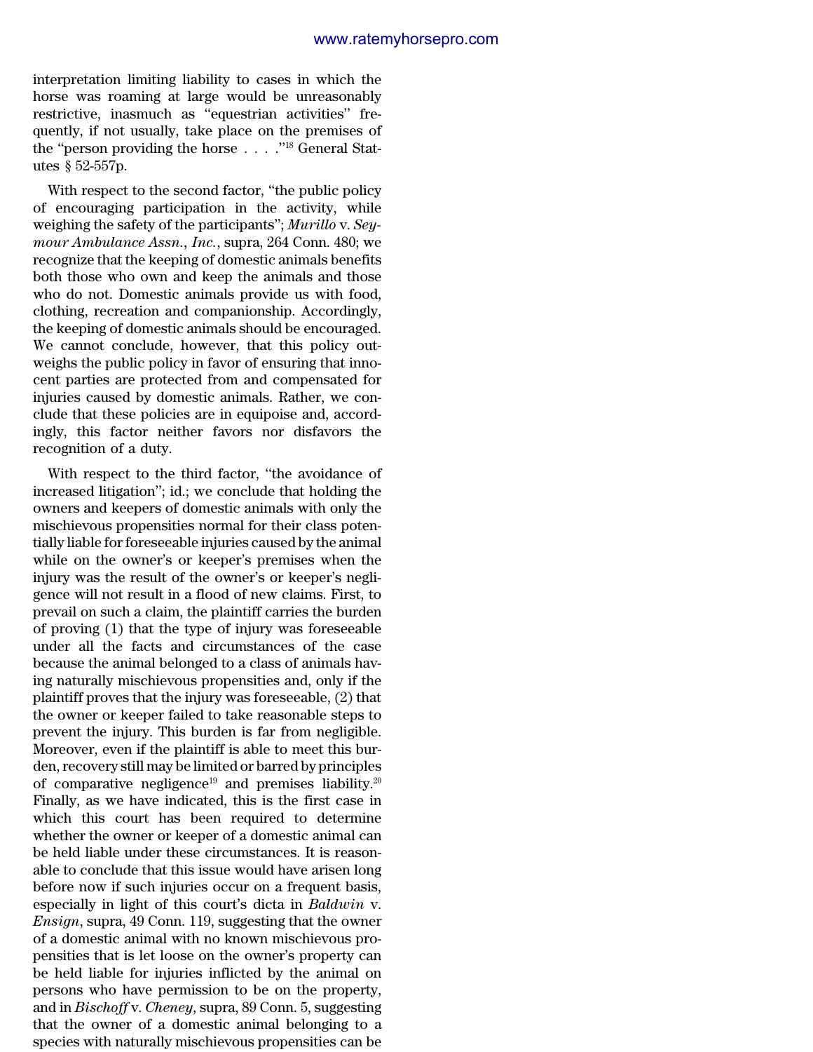interpretation limiting liability to cases in which the horse was roaming at large would be unreasonably restrictive, inasmuch as "equestrian activities" frequently, if not usually, take place on the premises of the "person providing the horse . . . ."[18] General Statutes § 52-557p.

With respect to the second factor, "the public policy of encouraging participation in the activity, while weighing the safety of the participants"; *Murillo* v. *Seymour Ambulance Assn., Inc.*, supra, 264 Conn. 480; we recognize that the keeping of domestic animals benefits both those who own and keep the animals and those who do not. Domestic animals provide us with food, clothing, recreation and companionship. Accordingly, the keeping of domestic animals should be encouraged. We cannot conclude, however, that this policy outweighs the public policy in favor of ensuring that innocent parties are protected from and compensated for injuries caused by domestic animals. Rather, we conclude that these policies are in equipoise and, accordingly, this factor neither favors nor disfavors the recognition of a duty.

With respect to the third factor, "the avoidance of increased litigation"; id.; we conclude that holding the owners and keepers of domestic animals with only the mischievous propensities normal for their class potentially liable for foreseeable injuries caused by the animal while on the owner's or keeper's premises when the injury was the result of the owner's or keeper's negligence will not result in a flood of new claims. First, to prevail on such a claim, the plaintiff carries the burden of proving (1) that the type of injury was foreseeable under all the facts and circumstances of the case because the animal belonged to a class of animals having naturally mischievous propensities and, only if the plaintiff proves that the injury was foreseeable, (2) that the owner or keeper failed to take reasonable steps to prevent the injury. This burden is far from negligible. Moreover, even if the plaintiff is able to meet this burden, recovery still may be limited or barred by principles of comparative negligence[19] and premises liability.[20] Finally, as we have indicated, this is the first case in which this court has been required to determine whether the owner or keeper of a domestic animal can be held liable under these circumstances. It is reasonable to conclude that this issue would have arisen long before now if such injuries occur on a frequent basis, especially in light of this court's dicta in *Baldwin* v. *Ensign*, supra, 49 Conn. 119, suggesting that the owner of a domestic animal with no known mischievous propensities that is let loose on the owner's property can be held liable for injuries inflicted by the animal on persons who have permission to be on the property, and in *Bischoff* v. *Cheney*, supra, 89 Conn. 5, suggesting that the owner of a domestic animal belonging to a species with naturally mischievous propensities can be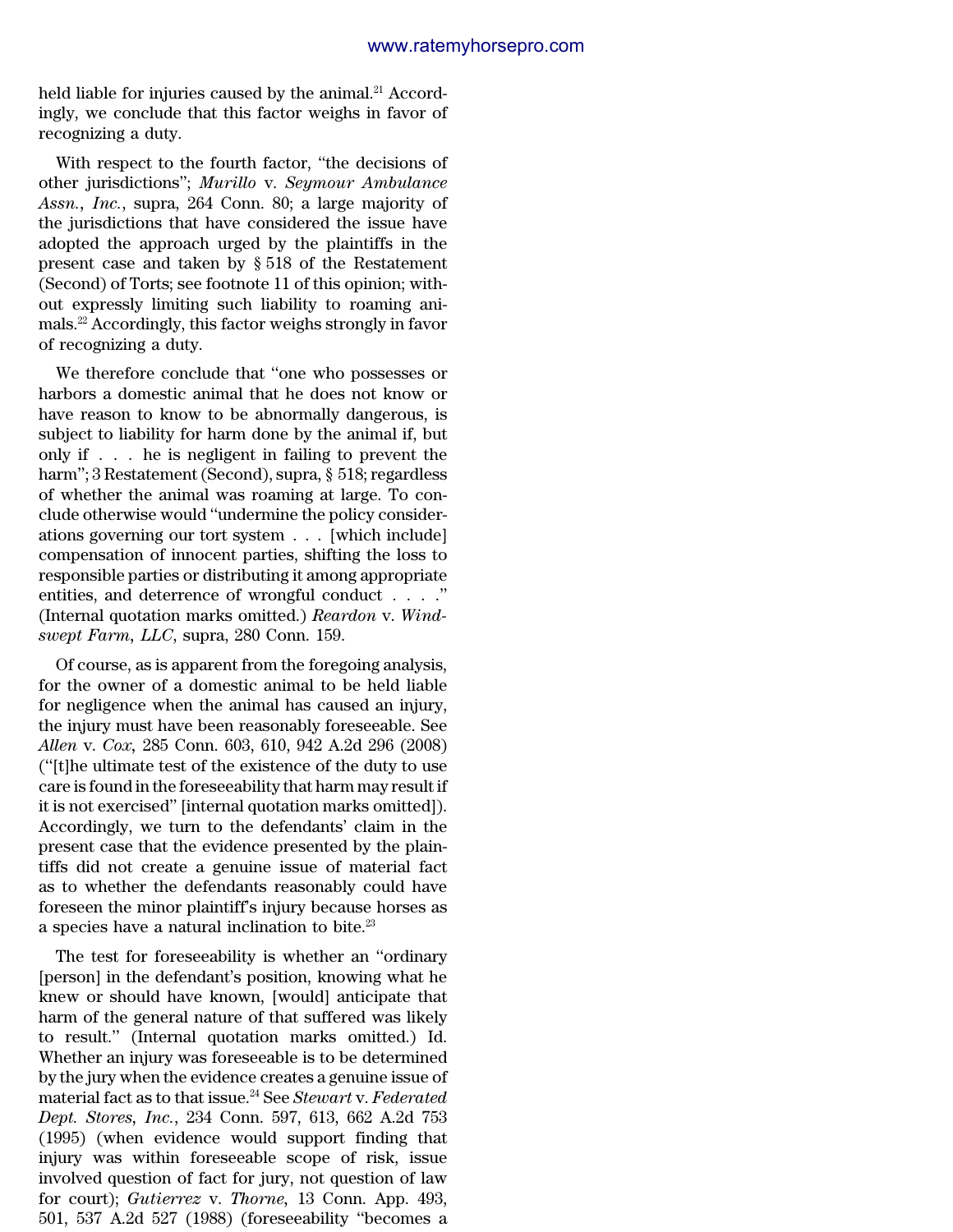held liable for injuries caused by the animal.[21] Accordingly, we conclude that this factor weighs in favor of recognizing a duty.

With respect to the fourth factor, "the decisions of other jurisdictions"; *Murillo* v. *Seymour Ambulance Assn., Inc.*, supra, 264 Conn. 80; a large majority of the jurisdictions that have considered the issue have adopted the approach urged by the plaintiffs in the present case and taken by § 518 of the Restatement (Second) of Torts; see footnote 11 of this opinion; without expressly limiting such liability to roaming animals.[22] Accordingly, this factor weighs strongly in favor of recognizing a duty.

We therefore conclude that "one who possesses or harbors a domestic animal that he does not know or have reason to know to be abnormally dangerous, is subject to liability for harm done by the animal if, but only if . . . he is negligent in failing to prevent the harm"; 3 Restatement (Second), supra, § 518; regardless of whether the animal was roaming at large. To conclude otherwise would "undermine the policy considerations governing our tort system . . . [which include] compensation of innocent parties, shifting the loss to responsible parties or distributing it among appropriate entities, and deterrence of wrongful conduct . . . ." (Internal quotation marks omitted.) *Reardon* v. *Windswept Farm, LLC*, supra, 280 Conn. 159.

Of course, as is apparent from the foregoing analysis, for the owner of a domestic animal to be held liable for negligence when the animal has caused an injury, the injury must have been reasonably foreseeable. See *Allen* v. *Cox*, 285 Conn. 603, 610, 942 A.2d 296 (2008) ("[t]he ultimate test of the existence of the duty to use care is found in the foreseeability that harm may result if it is not exercised" [internal quotation marks omitted]). Accordingly, we turn to the defendants' claim in the present case that the evidence presented by the plaintiffs did not create a genuine issue of material fact as to whether the defendants reasonably could have foreseen the minor plaintiff's injury because horses as a species have a natural inclination to bite.[23]

The test for foreseeability is whether an "ordinary [person] in the defendant's position, knowing what he knew or should have known, [would] anticipate that harm of the general nature of that suffered was likely to result." (Internal quotation marks omitted.) Id. Whether an injury was foreseeable is to be determined by the jury when the evidence creates a genuine issue of material fact as to that issue.[24] See *Stewart* v. *Federated Dept. Stores, Inc.*, 234 Conn. 597, 613, 662 A.2d 753 (1995) (when evidence would support finding that injury was within foreseeable scope of risk, issue involved question of fact for jury, not question of law for court); *Gutierrez* v. *Thorne*, 13 Conn. App. 493, 501, 537 A.2d 527 (1988) (foreseeability "becomes a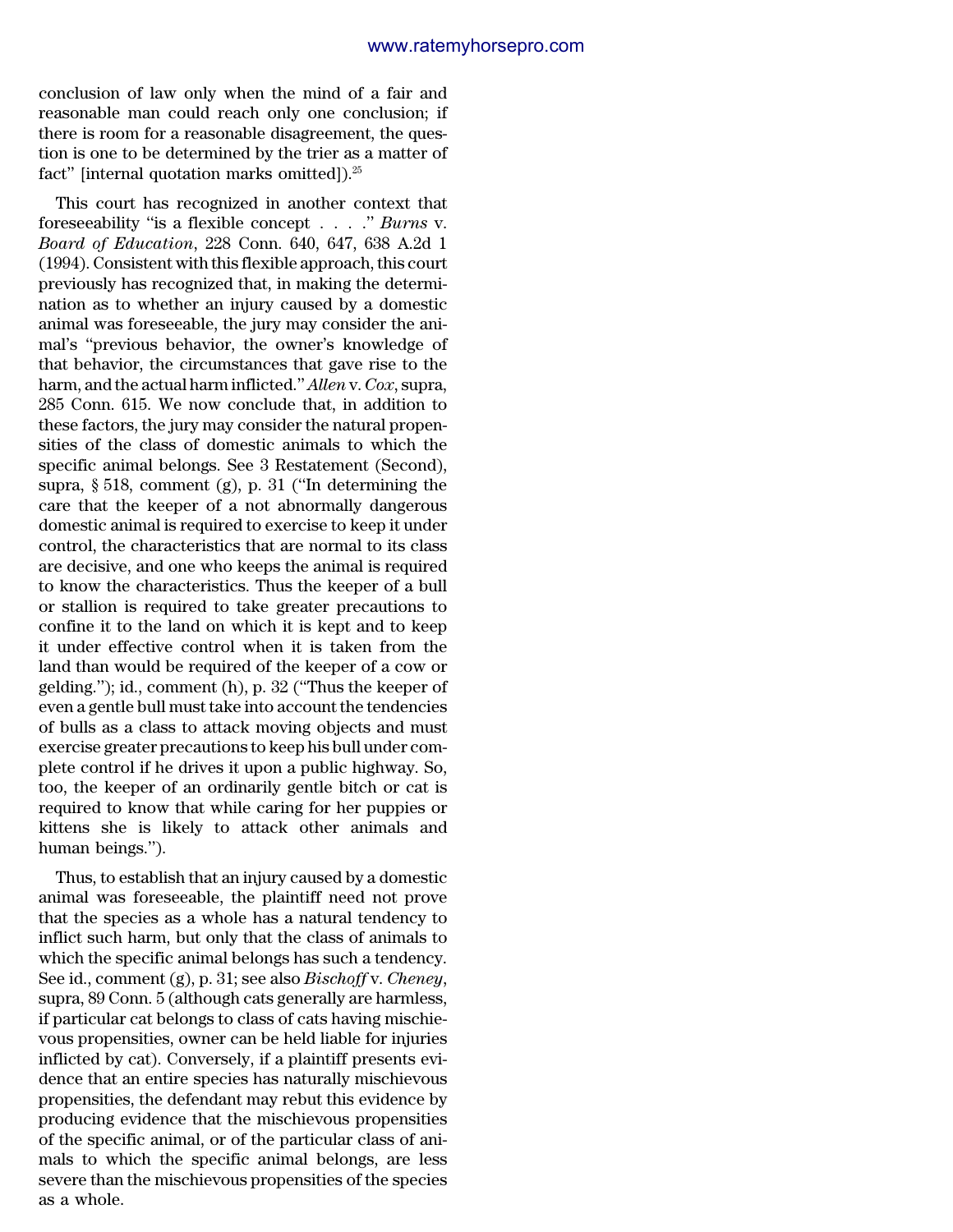conclusion of law only when the mind of a fair and reasonable man could reach only one conclusion; if there is room for a reasonable disagreement, the question is one to be determined by the trier as a matter of fact" [internal quotation marks omitted]).[25]

This court has recognized in another context that foreseeability "is a flexible concept . . . ." *Burns* v. *Board of Education*, 228 Conn. 640, 647, 638 A.2d 1 (1994). Consistent with this flexible approach, this court previously has recognized that, in making the determination as to whether an injury caused by a domestic animal was foreseeable, the jury may consider the animal's "previous behavior, the owner's knowledge of that behavior, the circumstances that gave rise to the harm, and the actual harm inflicted." *Allen* v. *Cox*, supra, 285 Conn. 615. We now conclude that, in addition to these factors, the jury may consider the natural propensities of the class of domestic animals to which the specific animal belongs. See 3 Restatement (Second), supra, § 518, comment (g), p. 31 ("In determining the care that the keeper of a not abnormally dangerous domestic animal is required to exercise to keep it under control, the characteristics that are normal to its class are decisive, and one who keeps the animal is required to know the characteristics. Thus the keeper of a bull or stallion is required to take greater precautions to confine it to the land on which it is kept and to keep it under effective control when it is taken from the land than would be required of the keeper of a cow or gelding."); id., comment (h), p. 32 ("Thus the keeper of even a gentle bull must take into account the tendencies of bulls as a class to attack moving objects and must exercise greater precautions to keep his bull under complete control if he drives it upon a public highway. So, too, the keeper of an ordinarily gentle bitch or cat is required to know that while caring for her puppies or kittens she is likely to attack other animals and human beings.").

Thus, to establish that an injury caused by a domestic animal was foreseeable, the plaintiff need not prove that the species as a whole has a natural tendency to inflict such harm, but only that the class of animals to which the specific animal belongs has such a tendency. See id., comment (g), p. 31; see also *Bischoff* v. *Cheney*, supra, 89 Conn. 5 (although cats generally are harmless, if particular cat belongs to class of cats having mischievous propensities, owner can be held liable for injuries inflicted by cat). Conversely, if a plaintiff presents evidence that an entire species has naturally mischievous propensities, the defendant may rebut this evidence by producing evidence that the mischievous propensities of the specific animal, or of the particular class of animals to which the specific animal belongs, are less severe than the mischievous propensities of the species as a whole.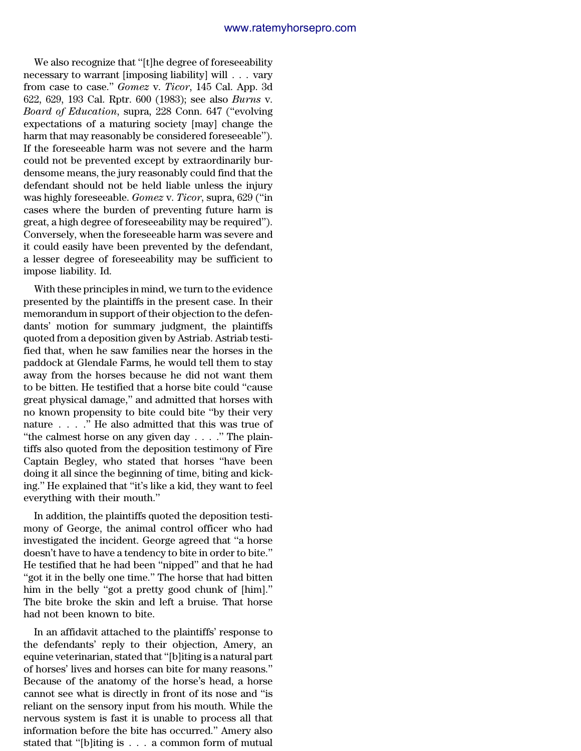We also recognize that "[t]he degree of foreseeability necessary to warrant [imposing liability] will . . . vary from case to case." *Gomez* v. *Ticor*, 145 Cal. App. 3d 622, 629, 193 Cal. Rptr. 600 (1983); see also *Burns* v. *Board of Education*, supra, 228 Conn. 647 ("evolving expectations of a maturing society [may] change the harm that may reasonably be considered foreseeable"). If the foreseeable harm was not severe and the harm could not be prevented except by extraordinarily burdensome means, the jury reasonably could find that the defendant should not be held liable unless the injury was highly foreseeable. *Gomez* v. *Ticor*, supra, 629 ("in cases where the burden of preventing future harm is great, a high degree of foreseeability may be required"). Conversely, when the foreseeable harm was severe and it could easily have been prevented by the defendant, a lesser degree of foreseeability may be sufficient to impose liability. Id.

With these principles in mind, we turn to the evidence presented by the plaintiffs in the present case. In their memorandum in support of their objection to the defendants' motion for summary judgment, the plaintiffs quoted from a deposition given by Astriab. Astriab testified that, when he saw families near the horses in the paddock at Glendale Farms, he would tell them to stay away from the horses because he did not want them to be bitten. He testified that a horse bite could "cause great physical damage," and admitted that horses with no known propensity to bite could bite "by their very nature . . . ." He also admitted that this was true of "the calmest horse on any given day . . . ." The plaintiffs also quoted from the deposition testimony of Fire Captain Begley, who stated that horses "have been doing it all since the beginning of time, biting and kicking." He explained that "it's like a kid, they want to feel everything with their mouth."

In addition, the plaintiffs quoted the deposition testimony of George, the animal control officer who had investigated the incident. George agreed that "a horse doesn't have to have a tendency to bite in order to bite." He testified that he had been "nipped" and that he had "got it in the belly one time." The horse that had bitten him in the belly "got a pretty good chunk of [him]." The bite broke the skin and left a bruise. That horse had not been known to bite.

In an affidavit attached to the plaintiffs' response to the defendants' reply to their objection, Amery, an equine veterinarian, stated that "[b]iting is a natural part of horses' lives and horses can bite for many reasons." Because of the anatomy of the horse's head, a horse cannot see what is directly in front of its nose and "is reliant on the sensory input from his mouth. While the nervous system is fast it is unable to process all that information before the bite has occurred." Amery also stated that "[b]iting is . . . a common form of mutual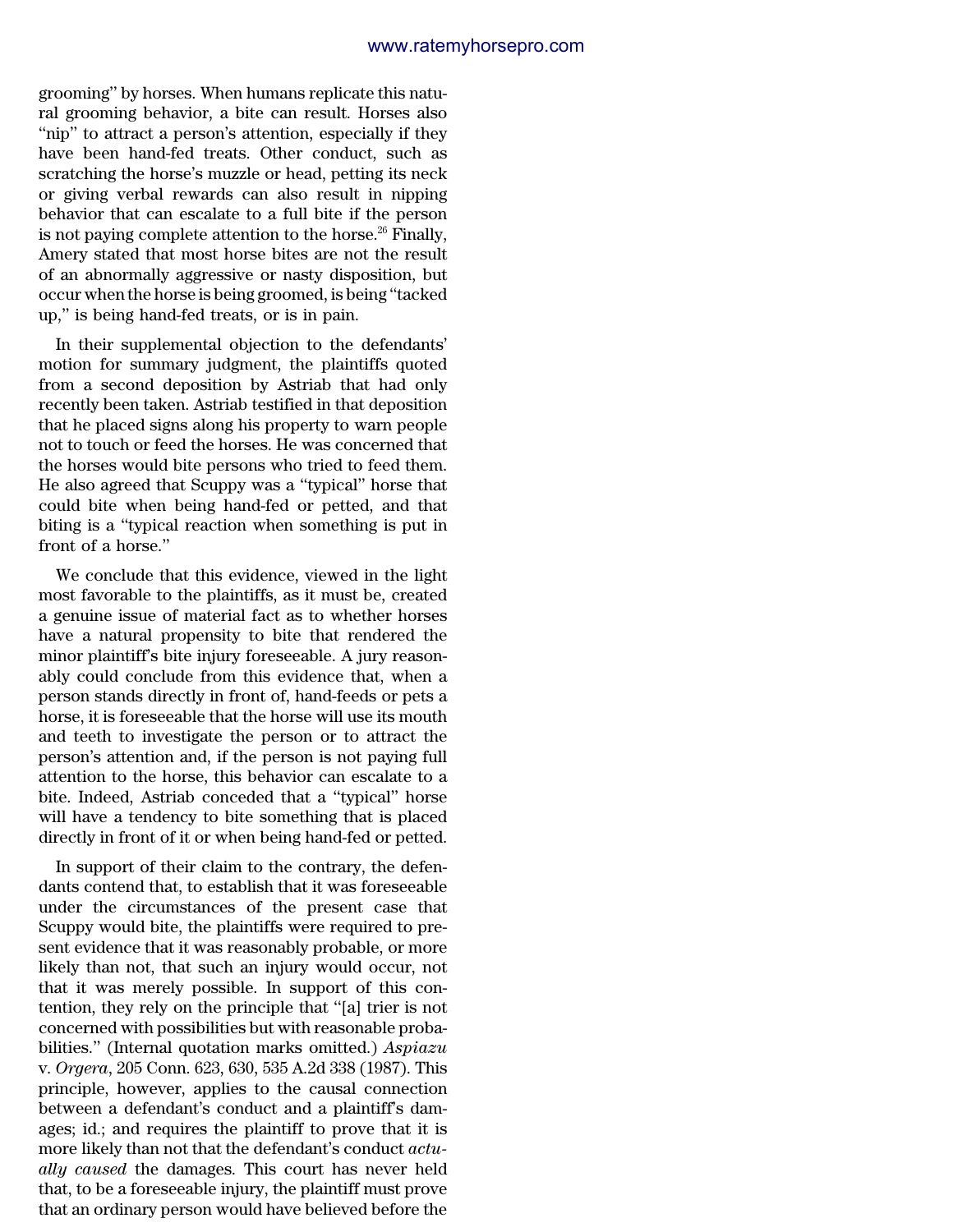grooming" by horses. When humans replicate this natural grooming behavior, a bite can result. Horses also "nip" to attract a person's attention, especially if they have been hand-fed treats. Other conduct, such as scratching the horse's muzzle or head, petting its neck or giving verbal rewards can also result in nipping behavior that can escalate to a full bite if the person is not paying complete attention to the horse.[26] Finally, Amery stated that most horse bites are not the result of an abnormally aggressive or nasty disposition, but occur when the horse is being groomed, is being "tacked up," is being hand-fed treats, or is in pain.

In their supplemental objection to the defendants' motion for summary judgment, the plaintiffs quoted from a second deposition by Astriab that had only recently been taken. Astriab testified in that deposition that he placed signs along his property to warn people not to touch or feed the horses. He was concerned that the horses would bite persons who tried to feed them. He also agreed that Scuppy was a "typical" horse that could bite when being hand-fed or petted, and that biting is a "typical reaction when something is put in front of a horse."

We conclude that this evidence, viewed in the light most favorable to the plaintiffs, as it must be, created a genuine issue of material fact as to whether horses have a natural propensity to bite that rendered the minor plaintiff's bite injury foreseeable. A jury reasonably could conclude from this evidence that, when a person stands directly in front of, hand-feeds or pets a horse, it is foreseeable that the horse will use its mouth and teeth to investigate the person or to attract the person's attention and, if the person is not paying full attention to the horse, this behavior can escalate to a bite. Indeed, Astriab conceded that a "typical" horse will have a tendency to bite something that is placed directly in front of it or when being hand-fed or petted.

In support of their claim to the contrary, the defendants contend that, to establish that it was foreseeable under the circumstances of the present case that Scuppy would bite, the plaintiffs were required to present evidence that it was reasonably probable, or more likely than not, that such an injury would occur, not that it was merely possible. In support of this contention, they rely on the principle that "[a] trier is not concerned with possibilities but with reasonable probabilities." (Internal quotation marks omitted.) *Aspiazu* v. *Orgera*, 205 Conn. 623, 630, 535 A.2d 338 (1987). This principle, however, applies to the causal connection between a defendant's conduct and a plaintiff's damages; id.; and requires the plaintiff to prove that it is more likely than not that the defendant's conduct *actually caused* the damages. This court has never held that, to be a foreseeable injury, the plaintiff must prove that an ordinary person would have believed before the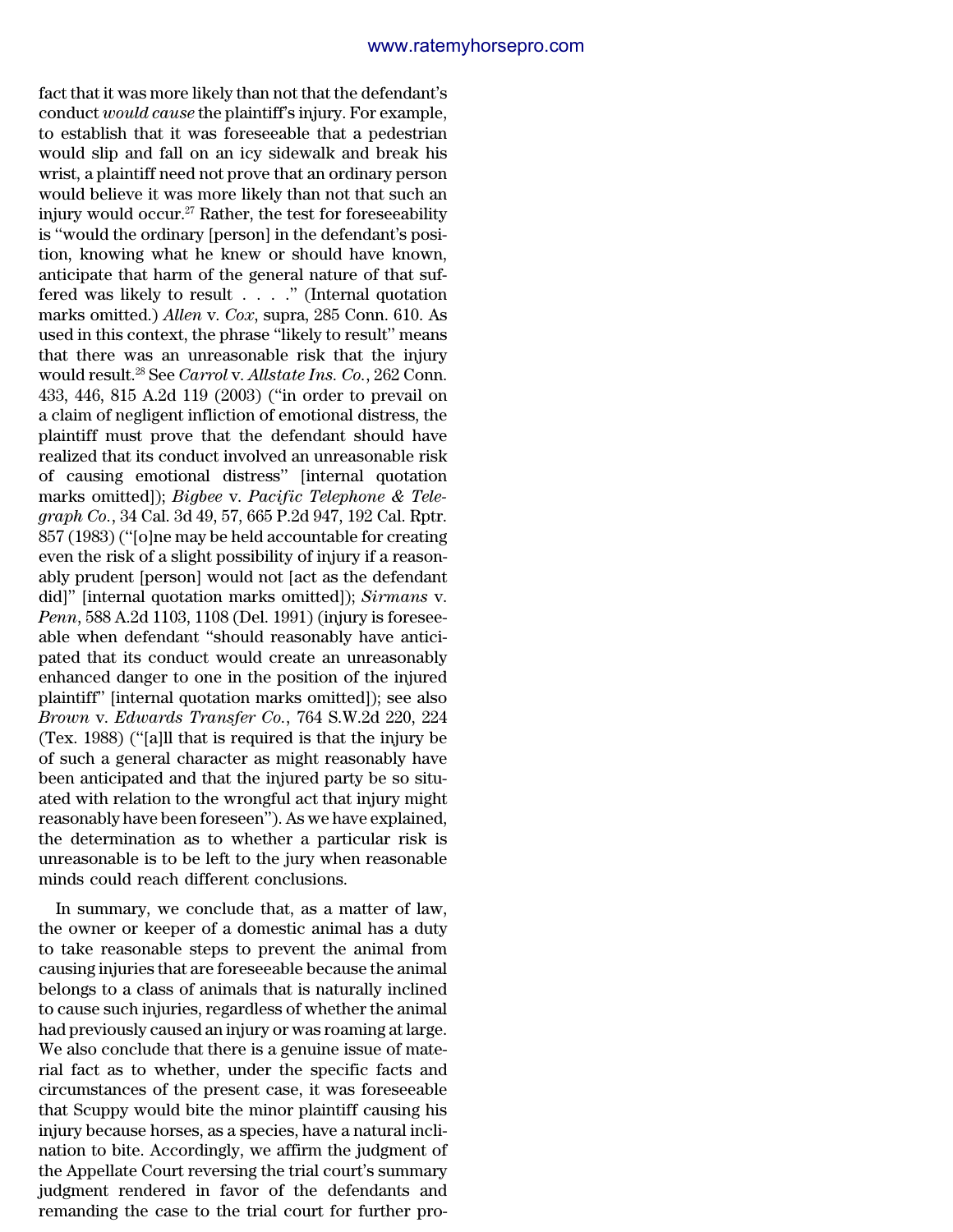fact that it was more likely than not that the defendant's conduct *would cause* the plaintiff's injury. For example, to establish that it was foreseeable that a pedestrian would slip and fall on an icy sidewalk and break his wrist, a plaintiff need not prove that an ordinary person would believe it was more likely than not that such an injury would occur.[27] Rather, the test for foreseeability is "would the ordinary [person] in the defendant's position, knowing what he knew or should have known, anticipate that harm of the general nature of that suffered was likely to result . . . ." (Internal quotation marks omitted.) *Allen* v. *Cox*, supra, 285 Conn. 610. As used in this context, the phrase "likely to result" means that there was an unreasonable risk that the injury would result.[28] See *Carrol* v. *Allstate Ins. Co.*, 262 Conn. 433, 446, 815 A.2d 119 (2003) ("in order to prevail on a claim of negligent infliction of emotional distress, the plaintiff must prove that the defendant should have realized that its conduct involved an unreasonable risk of causing emotional distress" [internal quotation marks omitted]); *Bigbee* v. *Pacific Telephone & Telegraph Co.*, 34 Cal. 3d 49, 57, 665 P.2d 947, 192 Cal. Rptr. 857 (1983) ("[o]ne may be held accountable for creating even the risk of a slight possibility of injury if a reasonably prudent [person] would not [act as the defendant did]" [internal quotation marks omitted]); *Sirmans* v. *Penn*, 588 A.2d 1103, 1108 (Del. 1991) (injury is foreseeable when defendant "should reasonably have anticipated that its conduct would create an unreasonably enhanced danger to one in the position of the injured plaintiff" [internal quotation marks omitted]); see also *Brown* v. *Edwards Transfer Co.*, 764 S.W.2d 220, 224 (Tex. 1988) ("[a]ll that is required is that the injury be of such a general character as might reasonably have been anticipated and that the injured party be so situated with relation to the wrongful act that injury might reasonably have been foreseen"). As we have explained, the determination as to whether a particular risk is unreasonable is to be left to the jury when reasonable minds could reach different conclusions.

In summary, we conclude that, as a matter of law, the owner or keeper of a domestic animal has a duty to take reasonable steps to prevent the animal from causing injuries that are foreseeable because the animal belongs to a class of animals that is naturally inclined to cause such injuries, regardless of whether the animal had previously caused an injury or was roaming at large. We also conclude that there is a genuine issue of material fact as to whether, under the specific facts and circumstances of the present case, it was foreseeable that Scuppy would bite the minor plaintiff causing his injury because horses, as a species, have a natural inclination to bite. Accordingly, we affirm the judgment of the Appellate Court reversing the trial court's summary judgment rendered in favor of the defendants and remanding the case to the trial court for further pro-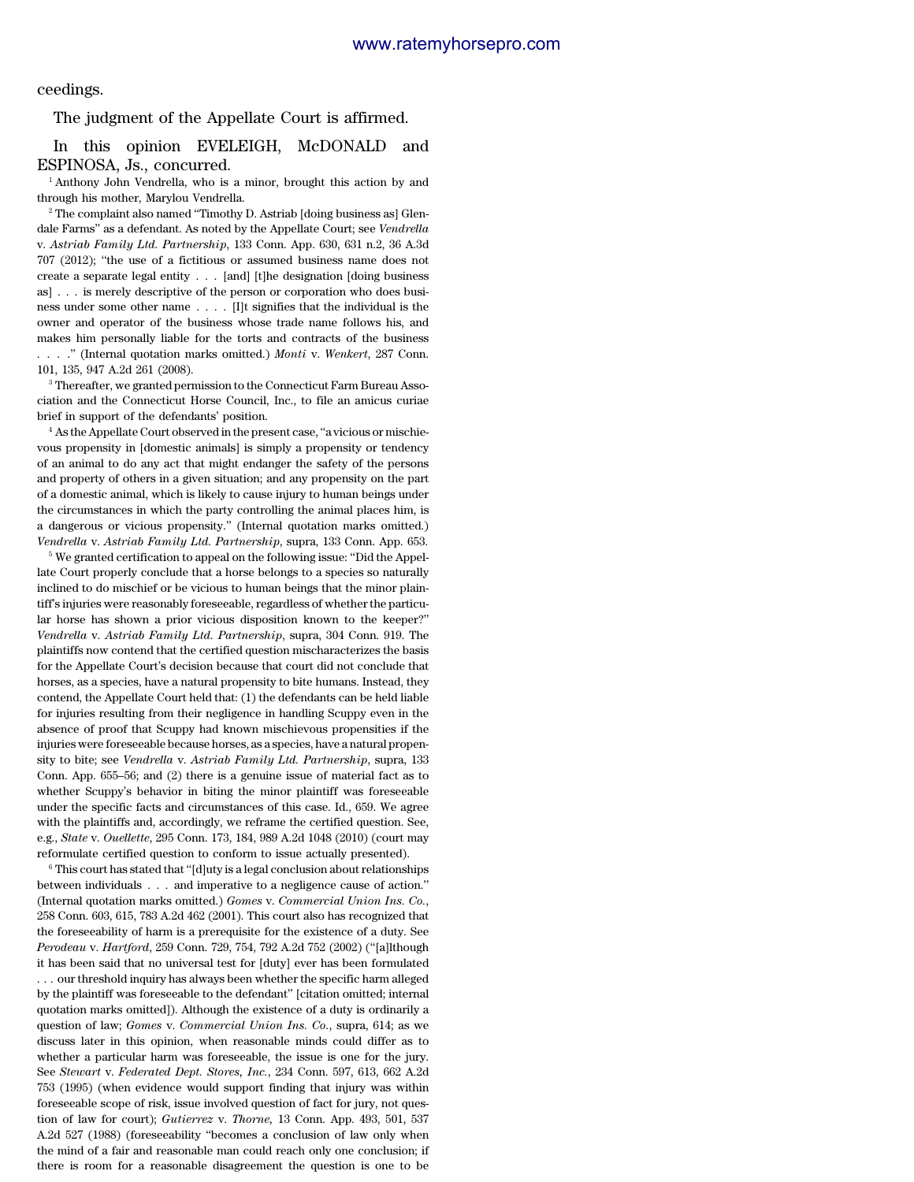ceedings.

The judgment of the Appellate Court is affirmed.

In this opinion EVELEIGH, McDONALD and ESPINOSA, Js., concurred.

[1] Anthony John Vendrella, who is a minor, brought this action by and through his mother, Marylou Vendrella.

[2] The complaint also named "Timothy D. Astriab [doing business as] Glendale Farms" as a defendant. As noted by the Appellate Court; see *Vendrella* v. *Astriab Family Ltd. Partnership*, 133 Conn. App. 630, 631 n.2, 36 A.3d 707 (2012); "the use of a fictitious or assumed business name does not create a separate legal entity . . . [and] [t]he designation [doing business as] . . . is merely descriptive of the person or corporation who does business under some other name . . . . [I]t signifies that the individual is the owner and operator of the business whose trade name follows his, and makes him personally liable for the torts and contracts of the business . . . ." (Internal quotation marks omitted.) *Monti* v. *Wenkert*, 287 Conn. 101, 135, 947 A.2d 261 (2008).

[3] Thereafter, we granted permission to the Connecticut Farm Bureau Association and the Connecticut Horse Council, Inc., to file an amicus curiae brief in support of the defendants' position.

[4] As the Appellate Court observed in the present case, "a vicious or mischievous propensity in [domestic animals] is simply a propensity or tendency of an animal to do any act that might endanger the safety of the persons and property of others in a given situation; and any propensity on the part of a domestic animal, which is likely to cause injury to human beings under the circumstances in which the party controlling the animal places him, is a dangerous or vicious propensity." (Internal quotation marks omitted.) *Vendrella* v. *Astriab Family Ltd. Partnership*, supra, 133 Conn. App. 653.

[5] We granted certification to appeal on the following issue: "Did the Appellate Court properly conclude that a horse belongs to a species so naturally inclined to do mischief or be vicious to human beings that the minor plaintiff's injuries were reasonably foreseeable, regardless of whether the particular horse has shown a prior vicious disposition known to the keeper?" *Vendrella* v. *Astriab Family Ltd. Partnership*, supra, 304 Conn. 919. The plaintiffs now contend that the certified question mischaracterizes the basis for the Appellate Court's decision because that court did not conclude that horses, as a species, have a natural propensity to bite humans. Instead, they contend, the Appellate Court held that: (1) the defendants can be held liable for injuries resulting from their negligence in handling Scuppy even in the absence of proof that Scuppy had known mischievous propensities if the injuries were foreseeable because horses, as a species, have a natural propensity to bite; see *Vendrella* v. *Astriab Family Ltd. Partnership*, supra, 133 Conn. App. 655–56; and (2) there is a genuine issue of material fact as to whether Scuppy's behavior in biting the minor plaintiff was foreseeable under the specific facts and circumstances of this case. Id., 659. We agree with the plaintiffs and, accordingly, we reframe the certified question. See, e.g., *State* v. *Ouellette*, 295 Conn. 173, 184, 989 A.2d 1048 (2010) (court may reformulate certified question to conform to issue actually presented).

[6] This court has stated that "[d]uty is a legal conclusion about relationships between individuals . . . and imperative to a negligence cause of action." (Internal quotation marks omitted.) *Gomes* v. *Commercial Union Ins. Co.*, 258 Conn. 603, 615, 783 A.2d 462 (2001). This court also has recognized that the foreseeability of harm is a prerequisite for the existence of a duty. See *Perodeau* v. *Hartford*, 259 Conn. 729, 754, 792 A.2d 752 (2002) ("[a]lthough it has been said that no universal test for [duty] ever has been formulated . . . our threshold inquiry has always been whether the specific harm alleged by the plaintiff was foreseeable to the defendant" [citation omitted; internal quotation marks omitted]). Although the existence of a duty is ordinarily a question of law; *Gomes* v. *Commercial Union Ins. Co.*, supra, 614; as we discuss later in this opinion, when reasonable minds could differ as to whether a particular harm was foreseeable, the issue is one for the jury. See *Stewart* v. *Federated Dept. Stores, Inc.*, 234 Conn. 597, 613, 662 A.2d 753 (1995) (when evidence would support finding that injury was within foreseeable scope of risk, issue involved question of fact for jury, not question of law for court); *Gutierrez* v. *Thorne*, 13 Conn. App. 493, 501, 537 A.2d 527 (1988) (foreseeability "becomes a conclusion of law only when the mind of a fair and reasonable man could reach only one conclusion; if there is room for a reasonable disagreement the question is one to be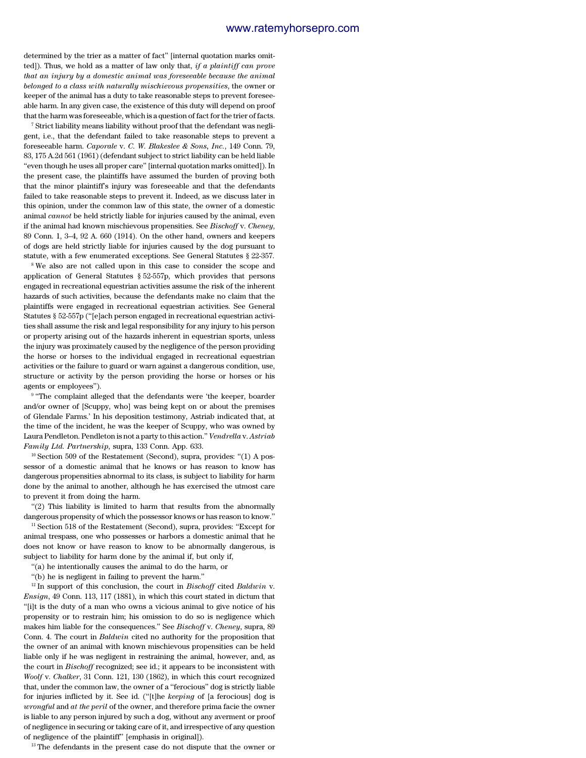determined by the trier as a matter of fact" [internal quotation marks omitted]). Thus, we hold as a matter of law only that, *if a plaintiff can prove that an injury by a domestic animal was foreseeable because the animal belonged to a class with naturally mischievous propensities*, the owner or keeper of the animal has a duty to take reasonable steps to prevent foreseeable harm. In any given case, the existence of this duty will depend on proof that the harm was foreseeable, which is a question of fact for the trier of facts.

[7] Strict liability means liability without proof that the defendant was negligent, i.e., that the defendant failed to take reasonable steps to prevent a foreseeable harm. *Caporale* v. *C. W. Blakeslee & Sons, Inc.*, 149 Conn. 79, 83, 175 A.2d 561 (1961) (defendant subject to strict liability can be held liable "even though he uses all proper care" [internal quotation marks omitted]). In the present case, the plaintiffs have assumed the burden of proving both that the minor plaintiff's injury was foreseeable and that the defendants failed to take reasonable steps to prevent it. Indeed, as we discuss later in this opinion, under the common law of this state, the owner of a domestic animal *cannot* be held strictly liable for injuries caused by the animal, even if the animal had known mischievous propensities. See *Bischoff* v. *Cheney*, 89 Conn. 1, 3–4, 92 A. 660 (1914). On the other hand, owners and keepers of dogs are held strictly liable for injuries caused by the dog pursuant to statute, with a few enumerated exceptions. See General Statutes § 22-357.

[8] We also are not called upon in this case to consider the scope and application of General Statutes § 52-557p, which provides that persons engaged in recreational equestrian activities assume the risk of the inherent hazards of such activities, because the defendants make no claim that the plaintiffs were engaged in recreational equestrian activities. See General Statutes § 52-557p ("[e]ach person engaged in recreational equestrian activities shall assume the risk and legal responsibility for any injury to his person or property arising out of the hazards inherent in equestrian sports, unless the injury was proximately caused by the negligence of the person providing the horse or horses to the individual engaged in recreational equestrian activities or the failure to guard or warn against a dangerous condition, use, structure or activity by the person providing the horse or horses or his agents or employees").

[9] "The complaint alleged that the defendants were 'the keeper, boarder and/or owner of [Scuppy, who] was being kept on or about the premises of Glendale Farms.' In his deposition testimony, Astriab indicated that, at the time of the incident, he was the keeper of Scuppy, who was owned by Laura Pendleton. Pendleton is not a party to this action." *Vendrella* v. *Astriab Family Ltd. Partnership*, supra, 133 Conn. App. 633.

[10] Section 509 of the Restatement (Second), supra, provides: "(1) A possessor of a domestic animal that he knows or has reason to know has dangerous propensities abnormal to its class, is subject to liability for harm done by the animal to another, although he has exercised the utmost care to prevent it from doing the harm.

"(2) This liability is limited to harm that results from the abnormally dangerous propensity of which the possessor knows or has reason to know."

[11] Section 518 of the Restatement (Second), supra, provides: "Except for animal trespass, one who possesses or harbors a domestic animal that he does not know or have reason to know to be abnormally dangerous, is subject to liability for harm done by the animal if, but only if,

"(a) he intentionally causes the animal to do the harm, or

"(b) he is negligent in failing to prevent the harm."

[12] In support of this conclusion, the court in *Bischoff* cited *Baldwin* v. *Ensign*, 49 Conn. 113, 117 (1881), in which this court stated in dictum that "[i]t is the duty of a man who owns a vicious animal to give notice of his propensity or to restrain him; his omission to do so is negligence which makes him liable for the consequences." See *Bischoff* v. *Cheney*, supra, 89 Conn. 4. The court in *Baldwin* cited no authority for the proposition that the owner of an animal with known mischievous propensities can be held liable only if he was negligent in restraining the animal, however, and, as the court in *Bischoff* recognized; see id.; it appears to be inconsistent with *Woolf* v. *Chalker*, 31 Conn. 121, 130 (1862), in which this court recognized that, under the common law, the owner of a "ferocious" dog is strictly liable for injuries inflicted by it. See id. ("[t]he *keeping* of [a ferocious] dog is *wrongful* and *at the peril* of the owner, and therefore prima facie the owner is liable to any person injured by such a dog, without any averment or proof of negligence in securing or taking care of it, and irrespective of any question of negligence of the plaintiff" [emphasis in original]).

[13] The defendants in the present case do not dispute that the owner or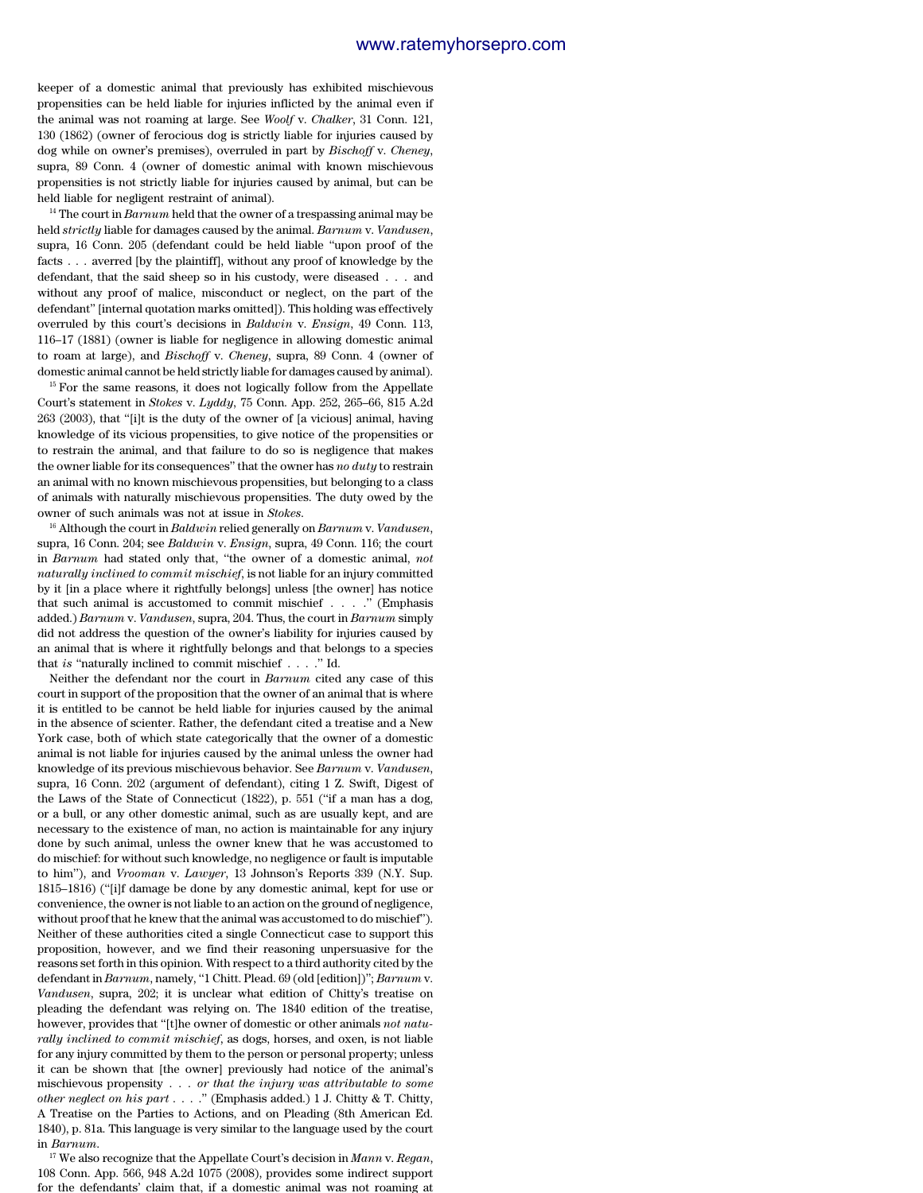keeper of a domestic animal that previously has exhibited mischievous propensities can be held liable for injuries inflicted by the animal even if the animal was not roaming at large. See *Woolf* v. *Chalker*, 31 Conn. 121, 130 (1862) (owner of ferocious dog is strictly liable for injuries caused by dog while on owner's premises), overruled in part by *Bischoff* v. *Cheney*, supra, 89 Conn. 4 (owner of domestic animal with known mischievous propensities is not strictly liable for injuries caused by animal, but can be held liable for negligent restraint of animal).

[14] The court in *Barnum* held that the owner of a trespassing animal may be held *strictly* liable for damages caused by the animal. *Barnum* v. *Vandusen*, supra, 16 Conn. 205 (defendant could be held liable "upon proof of the facts . . . averred [by the plaintiff], without any proof of knowledge by the defendant, that the said sheep so in his custody, were diseased . . . and without any proof of malice, misconduct or neglect, on the part of the defendant" [internal quotation marks omitted]). This holding was effectively overruled by this court's decisions in *Baldwin* v. *Ensign*, 49 Conn. 113, 116–17 (1881) (owner is liable for negligence in allowing domestic animal to roam at large), and *Bischoff* v. *Cheney*, supra, 89 Conn. 4 (owner of domestic animal cannot be held strictly liable for damages caused by animal).

[15] For the same reasons, it does not logically follow from the Appellate Court's statement in *Stokes* v. *Lyddy*, 75 Conn. App. 252, 265–66, 815 A.2d 263 (2003), that "[i]t is the duty of the owner of [a vicious] animal, having knowledge of its vicious propensities, to give notice of the propensities or to restrain the animal, and that failure to do so is negligence that makes the owner liable for its consequences" that the owner has *no duty* to restrain an animal with no known mischievous propensities, but belonging to a class of animals with naturally mischievous propensities. The duty owed by the owner of such animals was not at issue in *Stokes*.

[16] Although the court in *Baldwin* relied generally on *Barnum* v. *Vandusen*, supra, 16 Conn. 204; see *Baldwin* v. *Ensign*, supra, 49 Conn. 116; the court in *Barnum* had stated only that, "the owner of a domestic animal, *not naturally inclined to commit mischief*, is not liable for an injury committed by it [in a place where it rightfully belongs] unless [the owner] has notice that such animal is accustomed to commit mischief . . . ." (Emphasis added.) *Barnum* v. *Vandusen*, supra, 204. Thus, the court in *Barnum* simply did not address the question of the owner's liability for injuries caused by an animal that is where it rightfully belongs and that belongs to a species that *is* "naturally inclined to commit mischief . . . ." Id.

Neither the defendant nor the court in *Barnum* cited any case of this court in support of the proposition that the owner of an animal that is where it is entitled to be cannot be held liable for injuries caused by the animal in the absence of scienter. Rather, the defendant cited a treatise and a New York case, both of which state categorically that the owner of a domestic animal is not liable for injuries caused by the animal unless the owner had knowledge of its previous mischievous behavior. See *Barnum* v. *Vandusen*, supra, 16 Conn. 202 (argument of defendant), citing 1 Z. Swift, Digest of the Laws of the State of Connecticut (1822), p. 551 ("if a man has a dog, or a bull, or any other domestic animal, such as are usually kept, and are necessary to the existence of man, no action is maintainable for any injury done by such animal, unless the owner knew that he was accustomed to do mischief: for without such knowledge, no negligence or fault is imputable to him"), and *Vrooman* v. *Lawyer*, 13 Johnson's Reports 339 (N.Y. Sup. 1815–1816) ("[i]f damage be done by any domestic animal, kept for use or convenience, the owner is not liable to an action on the ground of negligence, without proof that he knew that the animal was accustomed to do mischief"). Neither of these authorities cited a single Connecticut case to support this proposition, however, and we find their reasoning unpersuasive for the reasons set forth in this opinion. With respect to a third authority cited by the defendant in *Barnum*, namely, "1 Chitt. Plead. 69 (old [edition])"; *Barnum* v. *Vandusen*, supra, 202; it is unclear what edition of Chitty's treatise on pleading the defendant was relying on. The 1840 edition of the treatise, however, provides that "[t]he owner of domestic or other animals *not naturally inclined to commit mischief*, as dogs, horses, and oxen, is not liable for any injury committed by them to the person or personal property; unless it can be shown that [the owner] previously had notice of the animal's mischievous propensity . . . *or that the injury was attributable to some other neglect on his part* . . . ." (Emphasis added.) 1 J. Chitty & T. Chitty, A Treatise on the Parties to Actions, and on Pleading (8th American Ed. 1840), p. 81a. This language is very similar to the language used by the court in *Barnum*.

[17] We also recognize that the Appellate Court's decision in *Mann* v. *Regan*, 108 Conn. App. 566, 948 A.2d 1075 (2008), provides some indirect support for the defendants' claim that, if a domestic animal was not roaming at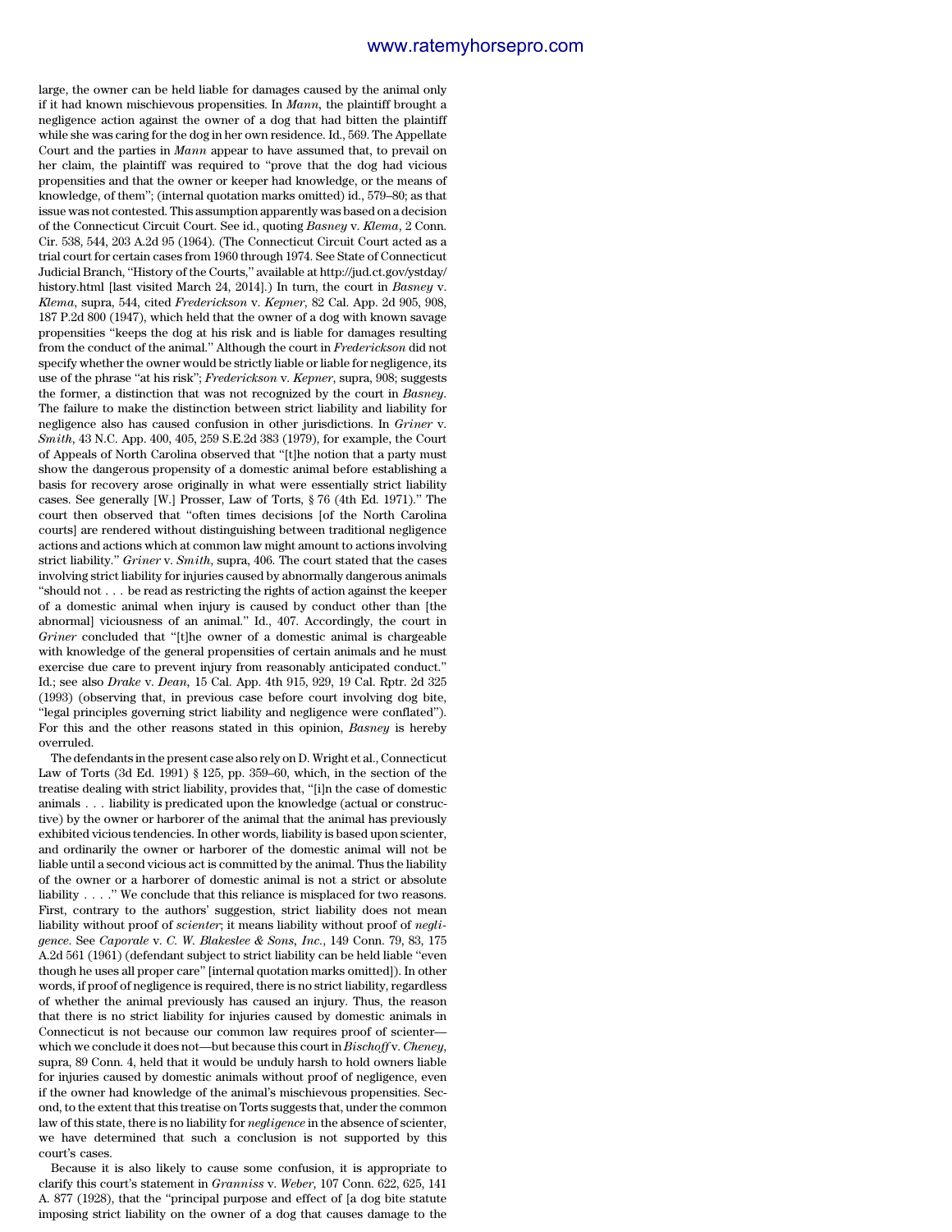large, the owner can be held liable for damages caused by the animal only if it had known mischievous propensities. In *Mann*, the plaintiff brought a negligence action against the owner of a dog that had bitten the plaintiff while she was caring for the dog in her own residence. Id., 569. The Appellate Court and the parties in *Mann* appear to have assumed that, to prevail on her claim, the plaintiff was required to "prove that the dog had vicious propensities and that the owner or keeper had knowledge, or the means of knowledge, of them"; (internal quotation marks omitted) id., 579–80; as that issue was not contested. This assumption apparently was based on a decision of the Connecticut Circuit Court. See id., quoting *Basney* v. *Klema*, 2 Conn. Cir. 538, 544, 203 A.2d 95 (1964). (The Connecticut Circuit Court acted as a trial court for certain cases from 1960 through 1974. See State of Connecticut Judicial Branch, "History of the Courts," available at http://jud.ct.gov/ystday/history.html [last visited March 24, 2014].) In turn, the court in *Basney* v. *Klema*, supra, 544, cited *Frederickson* v. *Kepner*, 82 Cal. App. 2d 905, 908, 187 P.2d 800 (1947), which held that the owner of a dog with known savage propensities "keeps the dog at his risk and is liable for damages resulting from the conduct of the animal." Although the court in *Frederickson* did not specify whether the owner would be strictly liable or liable for negligence, its use of the phrase "at his risk"; *Frederickson* v. *Kepner*, supra, 908; suggests the former, a distinction that was not recognized by the court in *Basney*. The failure to make the distinction between strict liability and liability for negligence also has caused confusion in other jurisdictions. In *Griner* v. *Smith*, 43 N.C. App. 400, 405, 259 S.E.2d 383 (1979), for example, the Court of Appeals of North Carolina observed that "[t]he notion that a party must show the dangerous propensity of a domestic animal before establishing a basis for recovery arose originally in what were essentially strict liability cases. See generally [W.] Prosser, Law of Torts, § 76 (4th Ed. 1971)." The court then observed that "often times decisions [of the North Carolina courts] are rendered without distinguishing between traditional negligence actions and actions which at common law might amount to actions involving strict liability." *Griner* v. *Smith*, supra, 406. The court stated that the cases involving strict liability for injuries caused by abnormally dangerous animals "should not . . . be read as restricting the rights of action against the keeper of a domestic animal when injury is caused by conduct other than [the abnormal] viciousness of an animal." Id., 407. Accordingly, the court in *Griner* concluded that "[t]he owner of a domestic animal is chargeable with knowledge of the general propensities of certain animals and he must exercise due care to prevent injury from reasonably anticipated conduct." Id.; see also *Drake* v. *Dean*, 15 Cal. App. 4th 915, 929, 19 Cal. Rptr. 2d 325 (1993) (observing that, in previous case before court involving dog bite, "legal principles governing strict liability and negligence were conflated"). For this and the other reasons stated in this opinion, *Basney* is hereby overruled.

The defendants in the present case also rely on D. Wright et al., Connecticut Law of Torts (3d Ed. 1991) § 125, pp. 359–60, which, in the section of the treatise dealing with strict liability, provides that, "[i]n the case of domestic animals . . . liability is predicated upon the knowledge (actual or constructive) by the owner or harborer of the animal that the animal has previously exhibited vicious tendencies. In other words, liability is based upon scienter, and ordinarily the owner or harborer of the domestic animal will not be liable until a second vicious act is committed by the animal. Thus the liability of the owner or a harborer of domestic animal is not a strict or absolute liability . . . ." We conclude that this reliance is misplaced for two reasons. First, contrary to the authors' suggestion, strict liability does not mean liability without proof of *scienter*; it means liability without proof of *negligence*. See *Caporale* v. *C. W. Blakeslee & Sons, Inc.*, 149 Conn. 79, 83, 175 A.2d 561 (1961) (defendant subject to strict liability can be held liable "even though he uses all proper care" [internal quotation marks omitted]). In other words, if proof of negligence is required, there is no strict liability, regardless of whether the animal previously has caused an injury. Thus, the reason that there is no strict liability for injuries caused by domestic animals in Connecticut is not because our common law requires proof of scienter—which we conclude it does not—but because this court in *Bischoff* v. *Cheney*, supra, 89 Conn. 4, held that it would be unduly harsh to hold owners liable for injuries caused by domestic animals without proof of negligence, even if the owner had knowledge of the animal's mischievous propensities. Second, to the extent that this treatise on Torts suggests that, under the common law of this state, there is no liability for *negligence* in the absence of scienter, we have determined that such a conclusion is not supported by this court's cases.

Because it is also likely to cause some confusion, it is appropriate to clarify this court's statement in *Granniss* v. *Weber*, 107 Conn. 622, 625, 141 A. 877 (1928), that the "principal purpose and effect of [a dog bite statute imposing strict liability on the owner of a dog that causes damage to the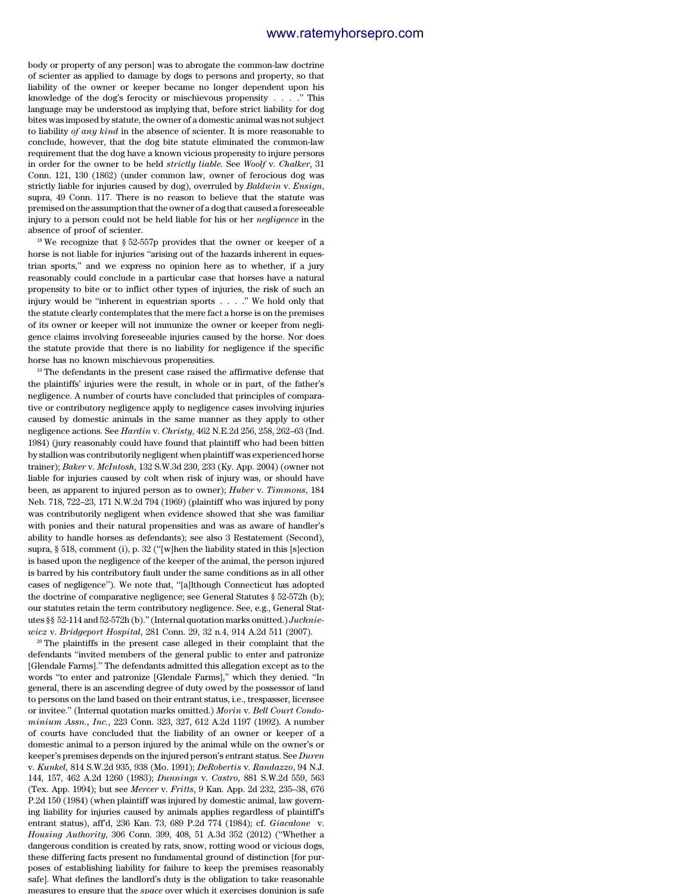body or property of any person] was to abrogate the common-law doctrine of scienter as applied to damage by dogs to persons and property, so that liability of the owner or keeper became no longer dependent upon his knowledge of the dog's ferocity or mischievous propensity . . . ." This language may be understood as implying that, before strict liability for dog bites was imposed by statute, the owner of a domestic animal was not subject to liability *of any kind* in the absence of scienter. It is more reasonable to conclude, however, that the dog bite statute eliminated the common-law requirement that the dog have a known vicious propensity to injure persons in order for the owner to be held *strictly liable*. See *Woolf* v. *Chalker*, 31 Conn. 121, 130 (1862) (under common law, owner of ferocious dog was strictly liable for injuries caused by dog), overruled by *Baldwin* v. *Ensign*, supra, 49 Conn. 117. There is no reason to believe that the statute was premised on the assumption that the owner of a dog that caused a foreseeable injury to a person could not be held liable for his or her *negligence* in the absence of proof of scienter.

[18] We recognize that § 52-557p provides that the owner or keeper of a horse is not liable for injuries "arising out of the hazards inherent in equestrian sports," and we express no opinion here as to whether, if a jury reasonably could conclude in a particular case that horses have a natural propensity to bite or to inflict other types of injuries, the risk of such an injury would be "inherent in equestrian sports . . . ." We hold only that the statute clearly contemplates that the mere fact a horse is on the premises of its owner or keeper will not immunize the owner or keeper from negligence claims involving foreseeable injuries caused by the horse. Nor does the statute provide that there is no liability for negligence if the specific horse has no known mischievous propensities.

[19] The defendants in the present case raised the affirmative defense that the plaintiffs' injuries were the result, in whole or in part, of the father's negligence. A number of courts have concluded that principles of comparative or contributory negligence apply to negligence cases involving injuries caused by domestic animals in the same manner as they apply to other negligence actions. See *Hardin* v. *Christy*, 462 N.E.2d 256, 258, 262–63 (Ind. 1984) (jury reasonably could have found that plaintiff who had been bitten by stallion was contributorily negligent when plaintiff was experienced horse trainer); *Baker* v. *McIntosh*, 132 S.W.3d 230, 233 (Ky. App. 2004) (owner not liable for injuries caused by colt when risk of injury was, or should have been, as apparent to injured person as to owner); *Huber* v. *Timmons*, 184 Neb. 718, 722–23, 171 N.W.2d 794 (1969) (plaintiff who was injured by pony was contributorily negligent when evidence showed that she was familiar with ponies and their natural propensities and was as aware of handler's ability to handle horses as defendants); see also 3 Restatement (Second), supra, § 518, comment (i), p. 32 ("[w]hen the liability stated in this [s]ection is based upon the negligence of the keeper of the animal, the person injured is barred by his contributory fault under the same conditions as in all other cases of negligence"). We note that, "[a]lthough Connecticut has adopted the doctrine of comparative negligence; see General Statutes § 52-572h (b); our statutes retain the term contributory negligence. See, e.g., General Statutes §§ 52-114 and 52-572h (b)." (Internal quotation marks omitted.) *Juchniewicz* v. *Bridgeport Hospital*, 281 Conn. 29, 32 n.4, 914 A.2d 511 (2007).

[20] The plaintiffs in the present case alleged in their complaint that the defendants "invited members of the general public to enter and patronize [Glendale Farms]." The defendants admitted this allegation except as to the words "to enter and patronize [Glendale Farms]," which they denied. "In general, there is an ascending degree of duty owed by the possessor of land to persons on the land based on their entrant status, i.e., trespasser, licensee or invitee." (Internal quotation marks omitted.) *Morin* v. *Bell Court Condominium Assn., Inc.*, 223 Conn. 323, 327, 612 A.2d 1197 (1992). A number of courts have concluded that the liability of an owner or keeper of a domestic animal to a person injured by the animal while on the owner's or keeper's premises depends on the injured person's entrant status. See *Duren* v. *Kunkel*, 814 S.W.2d 935, 938 (Mo. 1991); *DeRobertis* v. *Randazzo*, 94 N.J. 144, 157, 462 A.2d 1260 (1983); *Dunnings* v. *Castro*, 881 S.W.2d 559, 563 (Tex. App. 1994); but see *Mercer* v. *Fritts*, 9 Kan. App. 2d 232, 235–38, 676 P.2d 150 (1984) (when plaintiff was injured by domestic animal, law governing liability for injuries caused by animals applies regardless of plaintiff's entrant status), aff'd, 236 Kan. 73, 689 P.2d 774 (1984); cf. *Giacalone* v. *Housing Authority*, 306 Conn. 399, 408, 51 A.3d 352 (2012) ("Whether a dangerous condition is created by rats, snow, rotting wood or vicious dogs, these differing facts present no fundamental ground of distinction [for purposes of establishing liability for failure to keep the premises reasonably safe]. What defines the landlord's duty is the obligation to take reasonable measures to ensure that the *space* over which it exercises dominion is safe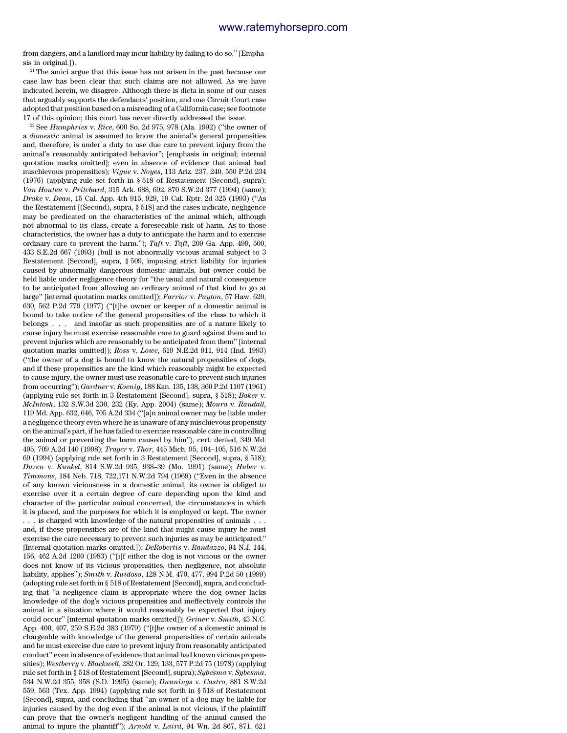from dangers, and a landlord may incur liability by failing to do so." [Emphasis in original.]).

[21] The amici argue that this issue has not arisen in the past because our case law has been clear that such claims are not allowed. As we have indicated herein, we disagree. Although there is dicta in some of our cases that arguably supports the defendants' position, and one Circuit Court case adopted that position based on a misreading of a California case; see footnote 17 of this opinion; this court has never directly addressed the issue.

[22] See *Humphries* v. *Rice*, 600 So. 2d 975, 978 (Ala. 1992) ("the owner of a *domestic* animal is assumed to know the animal's general propensities and, therefore, is under a duty to use due care to prevent injury from the animal's reasonably anticipated behavior"; [emphasis in original; internal quotation marks omitted]; even in absence of evidence that animal had mischievous propensities); *Vigue* v. *Noyes*, 113 Ariz. 237, 240, 550 P.2d 234 (1976) (applying rule set forth in § 518 of Restatement [Second], supra); *Van Houten* v. *Pritchard*, 315 Ark. 688, 692, 870 S.W.2d 377 (1994) (same); *Drake* v. *Dean*, 15 Cal. App. 4th 915, 929, 19 Cal. Rptr. 2d 325 (1993) ("As the Restatement [(Second), supra, § 518] and the cases indicate, negligence may be predicated on the characteristics of the animal which, although not abnormal to its class, create a foreseeable risk of harm. As to those characteristics, the owner has a duty to anticipate the harm and to exercise ordinary care to prevent the harm."); *Taft* v. *Taft*, 209 Ga. App. 499, 500, 433 S.E.2d 667 (1993) (bull is not abnormally vicious animal subject to 3 Restatement [Second], supra, § 509, imposing strict liability for injuries caused by abnormally dangerous domestic animals, but owner could be held liable under negligence theory for "the usual and natural consequence to be anticipated from allowing an ordinary animal of that kind to go at large" [internal quotation marks omitted]); *Farrior* v. *Payton*, 57 Haw. 620, 630, 562 P.2d 779 (1977) ("[t]he owner or keeper of a domestic animal is bound to take notice of the general propensities of the class to which it belongs . . . and insofar as such propensities are of a nature likely to cause injury he must exercise reasonable care to guard against them and to prevent injuries which are reasonably to be anticipated from them" [internal quotation marks omitted]); *Ross* v. *Lowe*, 619 N.E.2d 911, 914 (Ind. 1993) ("the owner of a dog is bound to know the natural propensities of dogs, and if these propensities are the kind which reasonably might be expected to cause injury, the owner must use reasonable care to prevent such injuries from occurring"); *Gardner* v. *Koenig*, 188 Kan. 135, 138, 360 P.2d 1107 (1961) (applying rule set forth in 3 Restatement [Second], supra, § 518); *Baker* v. *McIntosh*, 132 S.W.3d 230, 232 (Ky. App. 2004) (same); *Moura* v. *Randall*, 119 Md. App. 632, 646, 705 A.2d 334 ("[a]n animal owner may be liable under a negligence theory even where he is unaware of any mischievous propensity on the animal's part, if he has failed to exercise reasonable care in controlling the animal or preventing the harm caused by him"), cert. denied, 349 Md. 495, 709 A.2d 140 (1998); *Trager* v. *Thor*, 445 Mich. 95, 104–105, 516 N.W.2d 69 (1994) (applying rule set forth in 3 Restatement [Second], supra, § 518); *Duren* v. *Kunkel*, 814 S.W.2d 935, 938–39 (Mo. 1991) (same); *Huber* v. *Timmons*, 184 Neb. 718, 722,171 N.W.2d 794 (1969) ("Even in the absence of any known viciousness in a domestic animal, its owner is obliged to exercise over it a certain degree of care depending upon the kind and character of the particular animal concerned, the circumstances in which it is placed, and the purposes for which it is employed or kept. The owner . . . is charged with knowledge of the natural propensities of animals . . . and, if these propensities are of the kind that might cause injury he must exercise the care necessary to prevent such injuries as may be anticipated." [Internal quotation marks omitted.]); *DeRobertis* v. *Randazzo*, 94 N.J. 144, 156, 462 A.2d 1260 (1983) ("[i]f either the dog is not vicious or the owner does not know of its vicious propensities, then negligence, not absolute liability, applies"); *Smith* v. *Ruidoso*, 128 N.M. 470, 477, 994 P.2d 50 (1999) (adopting rule set forth in § 518 of Restatement [Second], supra, and concluding that "a negligence claim is appropriate where the dog owner lacks knowledge of the dog's vicious propensities and ineffectively controls the animal in a situation where it would reasonably be expected that injury could occur" [internal quotation marks omitted]); *Griner* v. *Smith*, 43 N.C. App. 400, 407, 259 S.E.2d 383 (1979) ("[t]he owner of a domestic animal is chargeable with knowledge of the general propensities of certain animals and he must exercise due care to prevent injury from reasonably anticipated conduct" even in absence of evidence that animal had known vicious propensities); *Westberry* v. *Blackwell*, 282 Or. 129, 133, 577 P.2d 75 (1978) (applying rule set forth in § 518 of Restatement [Second], supra); *Sybesma* v. *Sybesma*, 534 N.W.2d 355, 358 (S.D. 1995) (same); *Dunnings* v. *Castro*, 881 S.W.2d 559, 563 (Tex. App. 1994) (applying rule set forth in § 518 of Restatement [Second], supra, and concluding that "an owner of a dog may be liable for injuries caused by the dog even if the animal is not vicious, if the plaintiff can prove that the owner's negligent handling of the animal caused the animal to injure the plaintiff"); *Arnold* v. *Laird*, 94 Wn. 2d 867, 871, 621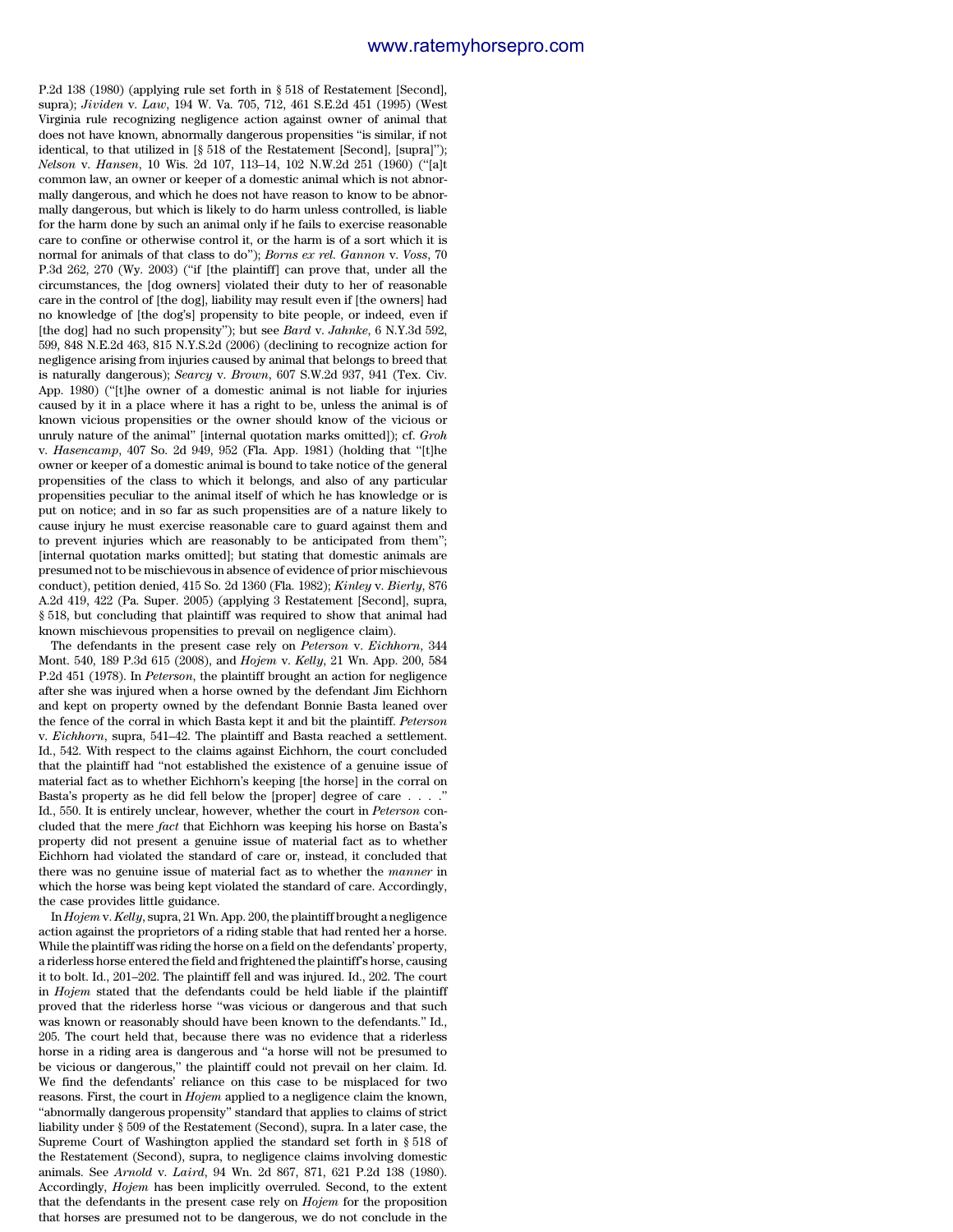P.2d 138 (1980) (applying rule set forth in § 518 of Restatement [Second], supra); *Jividen* v. *Law*, 194 W. Va. 705, 712, 461 S.E.2d 451 (1995) (West Virginia rule recognizing negligence action against owner of animal that does not have known, abnormally dangerous propensities "is similar, if not identical, to that utilized in [§ 518 of the Restatement [Second], [supra]"); *Nelson* v. *Hansen*, 10 Wis. 2d 107, 113–14, 102 N.W.2d 251 (1960) ("[a]t common law, an owner or keeper of a domestic animal which is not abnormally dangerous, and which he does not have reason to know to be abnormally dangerous, but which is likely to do harm unless controlled, is liable for the harm done by such an animal only if he fails to exercise reasonable care to confine or otherwise control it, or the harm is of a sort which it is normal for animals of that class to do"); *Borns ex rel. Gannon* v. *Voss*, 70 P.3d 262, 270 (Wy. 2003) ("if [the plaintiff] can prove that, under all the circumstances, the [dog owners] violated their duty to her of reasonable care in the control of [the dog], liability may result even if [the owners] had no knowledge of [the dog's] propensity to bite people, or indeed, even if [the dog] had no such propensity"); but see *Bard* v. *Jahnke*, 6 N.Y.3d 592, 599, 848 N.E.2d 463, 815 N.Y.S.2d (2006) (declining to recognize action for negligence arising from injuries caused by animal that belongs to breed that is naturally dangerous); *Searcy* v. *Brown*, 607 S.W.2d 937, 941 (Tex. Civ. App. 1980) ("[t]he owner of a domestic animal is not liable for injuries caused by it in a place where it has a right to be, unless the animal is of known vicious propensities or the owner should know of the vicious or unruly nature of the animal" [internal quotation marks omitted]); cf. *Groh* v. *Hasencamp*, 407 So. 2d 949, 952 (Fla. App. 1981) (holding that "[t]he owner or keeper of a domestic animal is bound to take notice of the general propensities of the class to which it belongs, and also of any particular propensities peculiar to the animal itself of which he has knowledge or is put on notice; and in so far as such propensities are of a nature likely to cause injury he must exercise reasonable care to guard against them and to prevent injuries which are reasonably to be anticipated from them"; [internal quotation marks omitted]; but stating that domestic animals are presumed not to be mischievous in absence of evidence of prior mischievous conduct), petition denied, 415 So. 2d 1360 (Fla. 1982); *Kinley* v. *Bierly*, 876 A.2d 419, 422 (Pa. Super. 2005) (applying 3 Restatement [Second], supra, § 518, but concluding that plaintiff was required to show that animal had known mischievous propensities to prevail on negligence claim).

The defendants in the present case rely on *Peterson* v. *Eichhorn*, 344 Mont. 540, 189 P.3d 615 (2008), and *Hojem* v. *Kelly*, 21 Wn. App. 200, 584 P.2d 451 (1978). In *Peterson*, the plaintiff brought an action for negligence after she was injured when a horse owned by the defendant Jim Eichhorn and kept on property owned by the defendant Bonnie Basta leaned over the fence of the corral in which Basta kept it and bit the plaintiff. *Peterson* v. *Eichhorn*, supra, 541–42. The plaintiff and Basta reached a settlement. Id., 542. With respect to the claims against Eichhorn, the court concluded that the plaintiff had "not established the existence of a genuine issue of material fact as to whether Eichhorn's keeping [the horse] in the corral on Basta's property as he did fell below the [proper] degree of care . . . ." Id., 550. It is entirely unclear, however, whether the court in *Peterson* concluded that the mere *fact* that Eichhorn was keeping his horse on Basta's property did not present a genuine issue of material fact as to whether Eichhorn had violated the standard of care or, instead, it concluded that there was no genuine issue of material fact as to whether the *manner* in which the horse was being kept violated the standard of care. Accordingly, the case provides little guidance.

In *Hojem* v. *Kelly*, supra, 21 Wn. App. 200, the plaintiff brought a negligence action against the proprietors of a riding stable that had rented her a horse. While the plaintiff was riding the horse on a field on the defendants' property, a riderless horse entered the field and frightened the plaintiff's horse, causing it to bolt. Id., 201–202. The plaintiff fell and was injured. Id., 202. The court in *Hojem* stated that the defendants could be held liable if the plaintiff proved that the riderless horse "was vicious or dangerous and that such was known or reasonably should have been known to the defendants." Id., 205. The court held that, because there was no evidence that a riderless horse in a riding area is dangerous and "a horse will not be presumed to be vicious or dangerous," the plaintiff could not prevail on her claim. Id. We find the defendants' reliance on this case to be misplaced for two reasons. First, the court in *Hojem* applied to a negligence claim the known, "abnormally dangerous propensity" standard that applies to claims of strict liability under § 509 of the Restatement (Second), supra. In a later case, the Supreme Court of Washington applied the standard set forth in § 518 of the Restatement (Second), supra, to negligence claims involving domestic animals. See *Arnold* v. *Laird*, 94 Wn. 2d 867, 871, 621 P.2d 138 (1980). Accordingly, *Hojem* has been implicitly overruled. Second, to the extent that the defendants in the present case rely on *Hojem* for the proposition that horses are presumed not to be dangerous, we do not conclude in the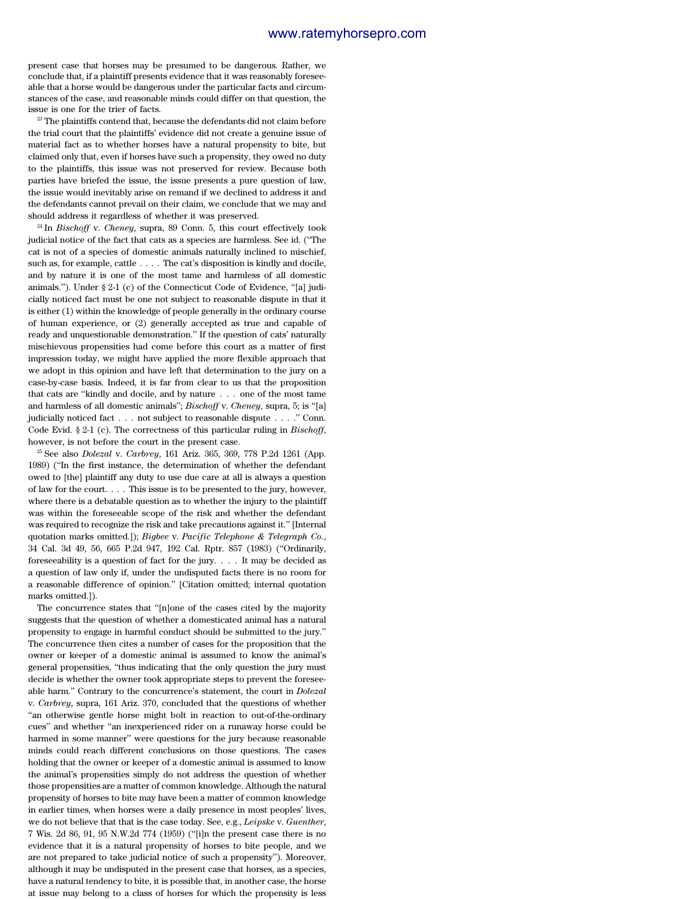present case that horses may be presumed to be dangerous. Rather, we conclude that, if a plaintiff presents evidence that it was reasonably foreseeable that a horse would be dangerous under the particular facts and circumstances of the case, and reasonable minds could differ on that question, the issue is one for the trier of facts.

[23] The plaintiffs contend that, because the defendants did not claim before the trial court that the plaintiffs' evidence did not create a genuine issue of material fact as to whether horses have a natural propensity to bite, but claimed only that, even if horses have such a propensity, they owed no duty to the plaintiffs, this issue was not preserved for review. Because both parties have briefed the issue, the issue presents a pure question of law, the issue would inevitably arise on remand if we declined to address it and the defendants cannot prevail on their claim, we conclude that we may and should address it regardless of whether it was preserved.

[24] In *Bischoff* v. *Cheney*, supra, 89 Conn. 5, this court effectively took judicial notice of the fact that cats as a species are harmless. See id. ("The cat is not of a species of domestic animals naturally inclined to mischief, such as, for example, cattle . . . . The cat's disposition is kindly and docile, and by nature it is one of the most tame and harmless of all domestic animals."). Under § 2-1 (c) of the Connecticut Code of Evidence, "[a] judicially noticed fact must be one not subject to reasonable dispute in that it is either (1) within the knowledge of people generally in the ordinary course of human experience, or (2) generally accepted as true and capable of ready and unquestionable demonstration." If the question of cats' naturally mischievous propensities had come before this court as a matter of first impression today, we might have applied the more flexible approach that we adopt in this opinion and have left that determination to the jury on a case-by-case basis. Indeed, it is far from clear to us that the proposition that cats are "kindly and docile, and by nature . . . one of the most tame and harmless of all domestic animals"; *Bischoff* v. *Cheney*, supra, 5; is "[a] judicially noticed fact . . . not subject to reasonable dispute . . . ." Conn. Code Evid. § 2-1 (c). The correctness of this particular ruling in *Bischoff*, however, is not before the court in the present case.

[25] See also *Dolezal* v. *Carbrey*, 161 Ariz. 365, 369, 778 P.2d 1261 (App. 1989) ("In the first instance, the determination of whether the defendant owed to [the] plaintiff any duty to use due care at all is always a question of law for the court. . . . This issue is to be presented to the jury, however, where there is a debatable question as to whether the injury to the plaintiff was within the foreseeable scope of the risk and whether the defendant was required to recognize the risk and take precautions against it." [Internal quotation marks omitted.]); *Bigbee* v. *Pacific Telephone & Telegraph Co.*, 34 Cal. 3d 49, 56, 665 P.2d 947, 192 Cal. Rptr. 857 (1983) ("Ordinarily, foreseeability is a question of fact for the jury. . . . It may be decided as a question of law only if, under the undisputed facts there is no room for a reasonable difference of opinion." [Citation omitted; internal quotation marks omitted.]).

The concurrence states that "[n]one of the cases cited by the majority suggests that the question of whether a domesticated animal has a natural propensity to engage in harmful conduct should be submitted to the jury." The concurrence then cites a number of cases for the proposition that the owner or keeper of a domestic animal is assumed to know the animal's general propensities, "thus indicating that the only question the jury must decide is whether the owner took appropriate steps to prevent the foreseeable harm." Contrary to the concurrence's statement, the court in *Dolezal* v. *Carbrey*, supra, 161 Ariz. 370, concluded that the questions of whether "an otherwise gentle horse might bolt in reaction to out-of-the-ordinary cues" and whether "an inexperienced rider on a runaway horse could be harmed in some manner" were questions for the jury because reasonable minds could reach different conclusions on those questions. The cases holding that the owner or keeper of a domestic animal is assumed to know the animal's propensities simply do not address the question of whether those propensities are a matter of common knowledge. Although the natural propensity of horses to bite may have been a matter of common knowledge in earlier times, when horses were a daily presence in most peoples' lives, we do not believe that that is the case today. See, e.g., *Leipske* v. *Guenther*, 7 Wis. 2d 86, 91, 95 N.W.2d 774 (1959) ("[i]n the present case there is no evidence that it is a natural propensity of horses to bite people, and we are not prepared to take judicial notice of such a propensity"). Moreover, although it may be undisputed in the present case that horses, as a species, have a natural tendency to bite, it is possible that, in another case, the horse at issue may belong to a class of horses for which the propensity is less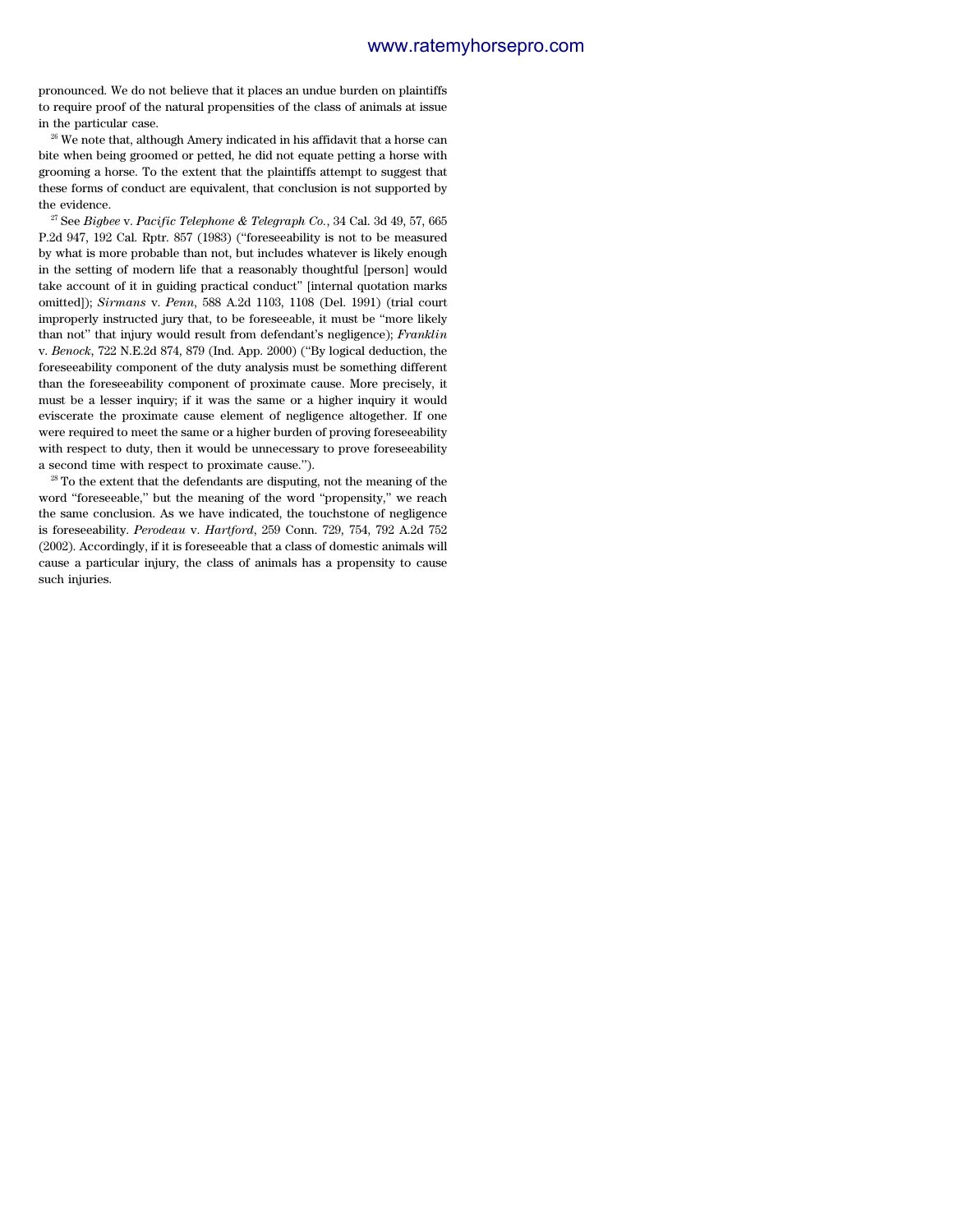pronounced. We do not believe that it places an undue burden on plaintiffs to require proof of the natural propensities of the class of animals at issue in the particular case.

[26] We note that, although Amery indicated in his affidavit that a horse can bite when being groomed or petted, he did not equate petting a horse with grooming a horse. To the extent that the plaintiffs attempt to suggest that these forms of conduct are equivalent, that conclusion is not supported by the evidence.

[27] See *Bigbee* v. *Pacific Telephone & Telegraph Co.*, 34 Cal. 3d 49, 57, 665 P.2d 947, 192 Cal. Rptr. 857 (1983) ("foreseeability is not to be measured by what is more probable than not, but includes whatever is likely enough in the setting of modern life that a reasonably thoughtful [person] would take account of it in guiding practical conduct" [internal quotation marks omitted]); *Sirmans* v. *Penn*, 588 A.2d 1103, 1108 (Del. 1991) (trial court improperly instructed jury that, to be foreseeable, it must be "more likely than not" that injury would result from defendant's negligence); *Franklin* v. *Benock*, 722 N.E.2d 874, 879 (Ind. App. 2000) ("By logical deduction, the foreseeability component of the duty analysis must be something different than the foreseeability component of proximate cause. More precisely, it must be a lesser inquiry; if it was the same or a higher inquiry it would eviscerate the proximate cause element of negligence altogether. If one were required to meet the same or a higher burden of proving foreseeability with respect to duty, then it would be unnecessary to prove foreseeability a second time with respect to proximate cause.").

[28] To the extent that the defendants are disputing, not the meaning of the word "foreseeable," but the meaning of the word "propensity," we reach the same conclusion. As we have indicated, the touchstone of negligence is foreseeability. *Perodeau* v. *Hartford*, 259 Conn. 729, 754, 792 A.2d 752 (2002). Accordingly, if it is foreseeable that a class of domestic animals will cause a particular injury, the class of animals has a propensity to cause such injuries.